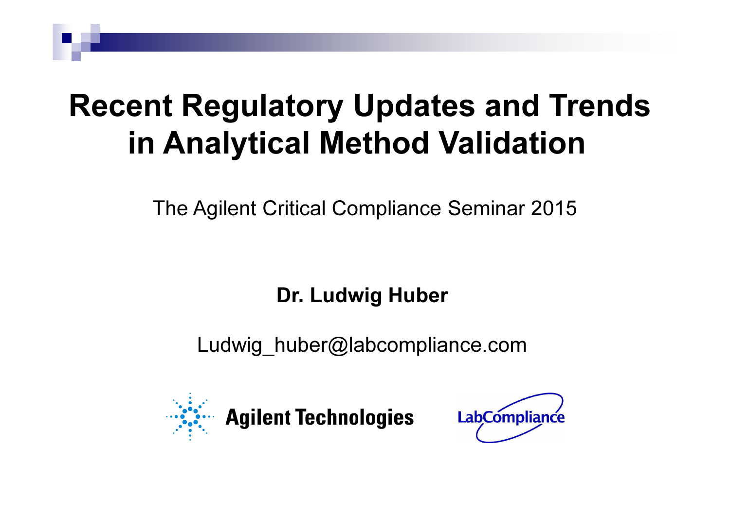# Recent Regulatory Updates and Trends in Analytical Method Validation

The Agilent Critical Compliance Seminar 2015

**Dr. Ludwig Huber**

Ludwig_huber@labcompliance.com

Agilent Technologies

LabCompliance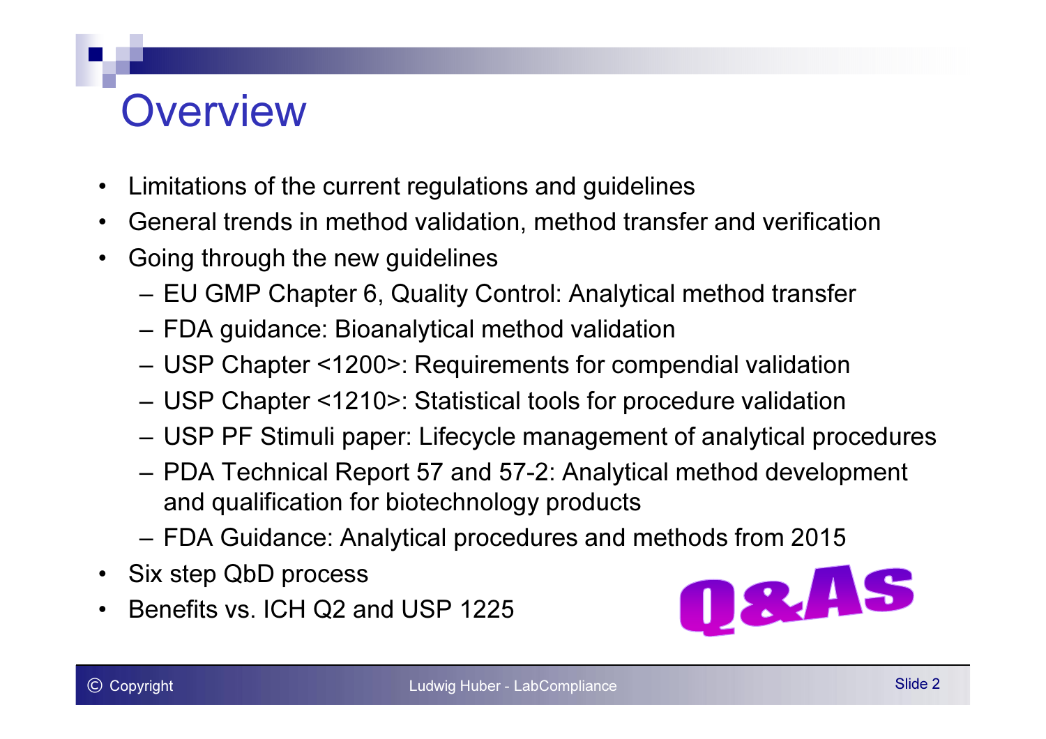# Overview

- Limitations of the current regulations and guidelines
- General trends in method validation, method transfer and verification
- Going through the new guidelines
  - EU GMP Chapter 6, Quality Control: Analytical method transfer
  - FDA guidance: Bioanalytical method validation
  - USP Chapter <1200>: Requirements for compendial validation
  - USP Chapter <1210>: Statistical tools for procedure validation
  - USP PF Stimuli paper: Lifecycle management of analytical procedures
  - PDA Technical Report 57 and 57-2: Analytical method development and qualification for biotechnology products
  - FDA Guidance: Analytical procedures and methods from 2015
- Six step QbD process
- Benefits vs. ICH Q2 and USP 1225

Q&As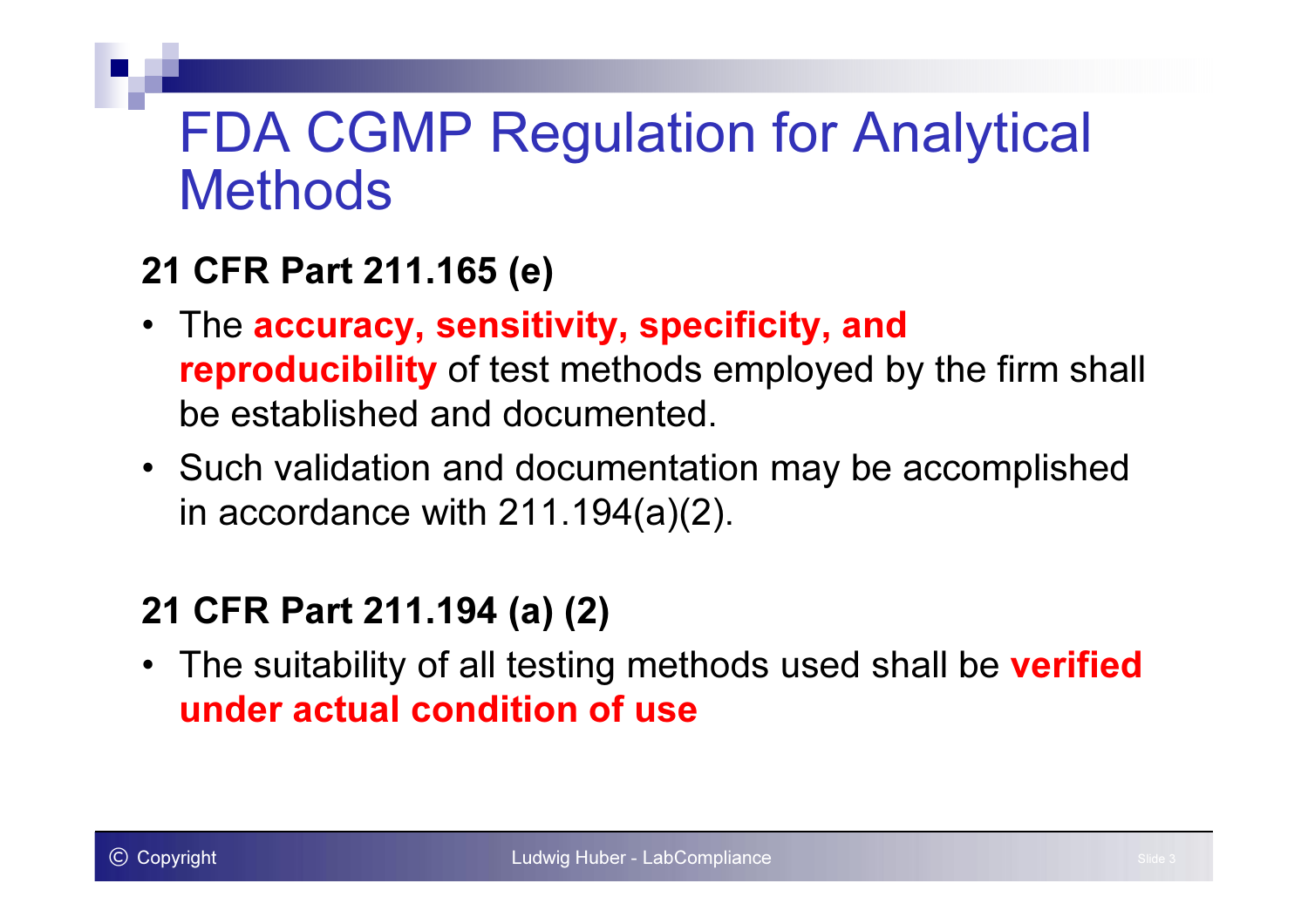# FDA CGMP Regulation for Analytical Methods

**21 CFR Part 211.165 (e)**

- The **accuracy, sensitivity, specificity, and reproducibility** of test methods employed by the firm shall be established and documented.
- Such validation and documentation may be accomplished in accordance with 211.194(a)(2).

**21 CFR Part 211.194 (a) (2)**

- The suitability of all testing methods used shall be **verified under actual condition of use**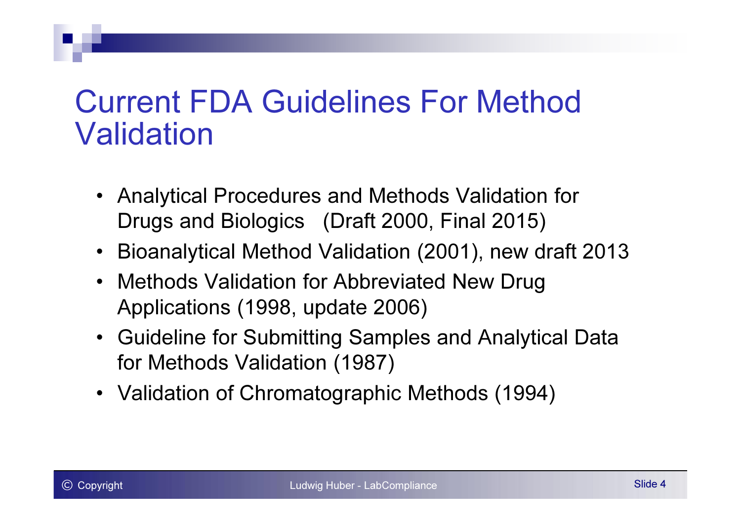# Current FDA Guidelines For Method Validation

- Analytical Procedures and Methods Validation for Drugs and Biologics (Draft 2000, Final 2015)
- Bioanalytical Method Validation (2001), new draft 2013
- Methods Validation for Abbreviated New Drug Applications (1998, update 2006)
- Guideline for Submitting Samples and Analytical Data for Methods Validation (1987)
- Validation of Chromatographic Methods (1994)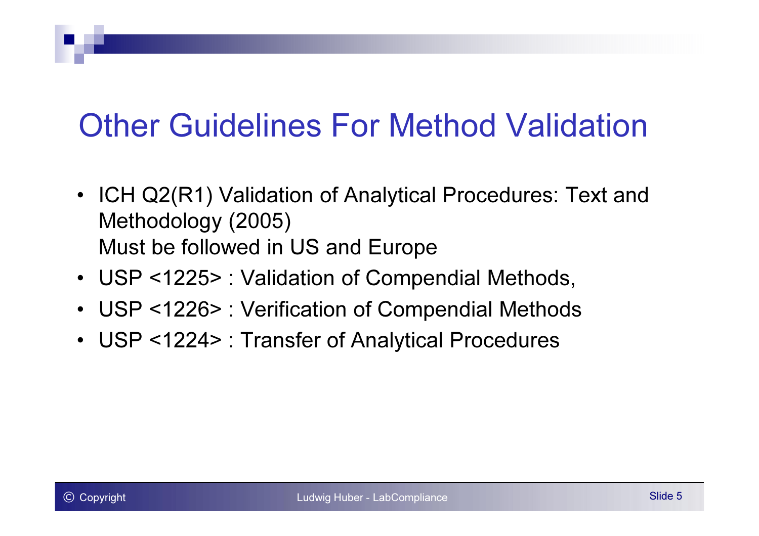# Other Guidelines For Method Validation

- ICH Q2(R1) Validation of Analytical Procedures: Text and Methodology (2005)
  Must be followed in US and Europe
- USP <1225> : Validation of Compendial Methods,
- USP <1226> : Verification of Compendial Methods
- USP <1224> : Transfer of Analytical Procedures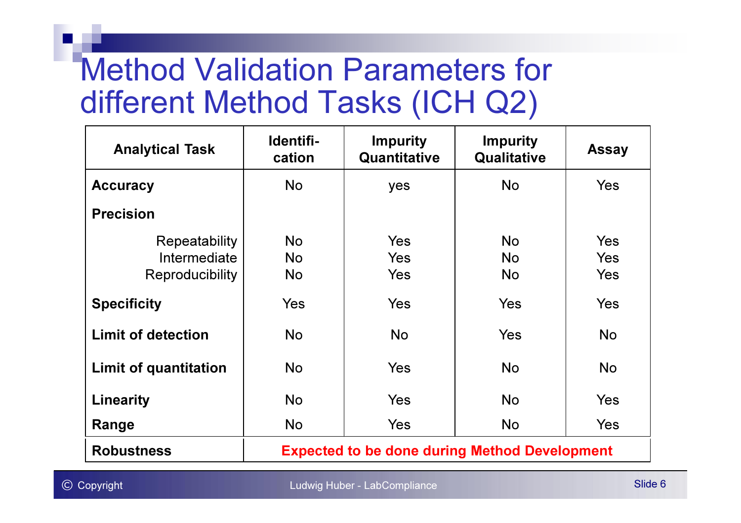# Method Validation Parameters for different Method Tasks (ICH Q2)

| Analytical Task | Identifi-cation | Impurity Quantitative | Impurity Qualitative | Assay |
|---|---|---|---|---|
| **Accuracy** | No | yes | No | Yes |
| **Precision** | | | | |
| Repeatability | No | Yes | No | Yes |
| Intermediate | No | Yes | No | Yes |
| Reproducibility | No | Yes | No | Yes |
| **Specificity** | Yes | Yes | Yes | Yes |
| **Limit of detection** | No | No | Yes | No |
| **Limit of quantitation** | No | Yes | No | No |
| **Linearity** | No | Yes | No | Yes |
| **Range** | No | Yes | No | Yes |
| **Robustness** | **Expected to be done during Method Development** | | | |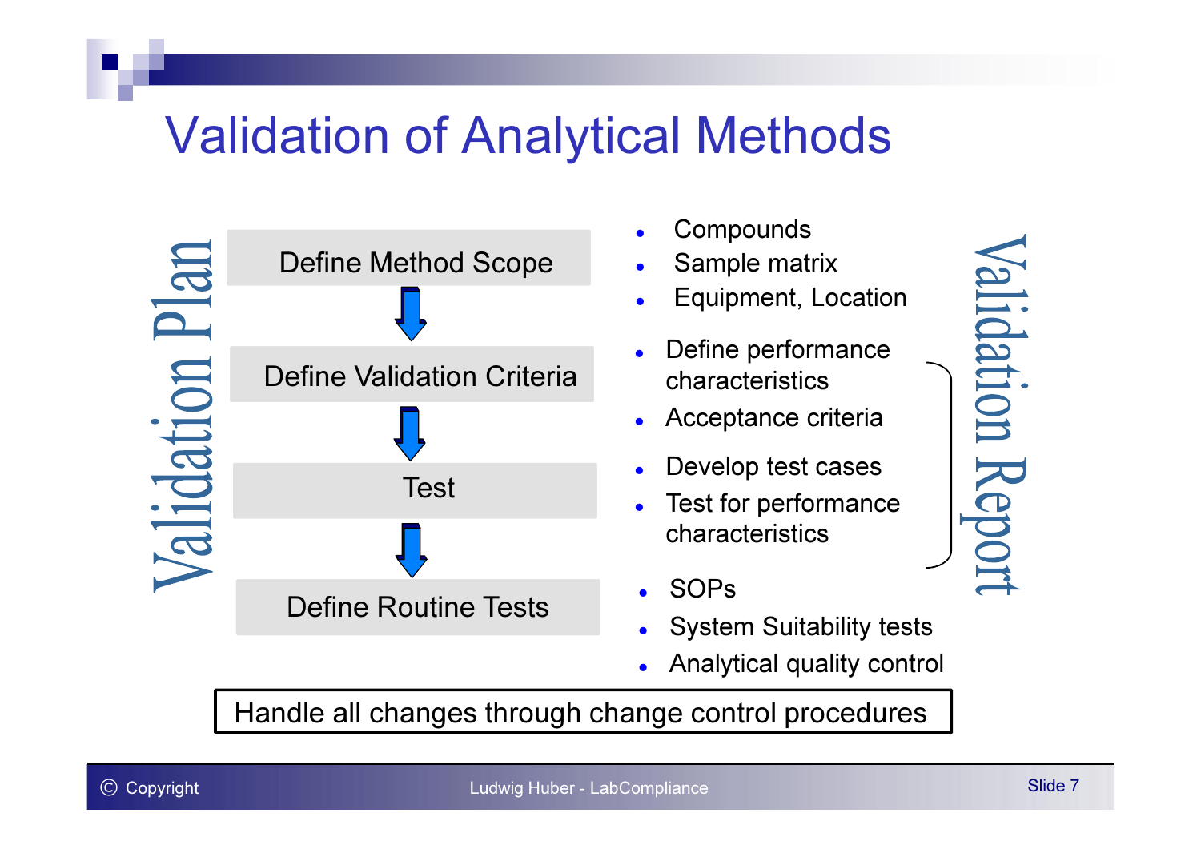# Validation of Analytical Methods

**Validation Plan**

| Step | Details |
|---|---|
| Define Method Scope | • Compounds<br>• Sample matrix<br>• Equipment, Location |
| Define Validation Criteria | • Define performance characteristics<br>• Acceptance criteria |
| Test | • Develop test cases<br>• Test for performance characteristics |
| Define Routine Tests | • SOPs<br>• System Suitability tests<br>• Analytical quality control |

**Validation Report** (covers: Define performance characteristics, Acceptance criteria, Develop test cases, Test for performance characteristics)

Handle all changes through change control procedures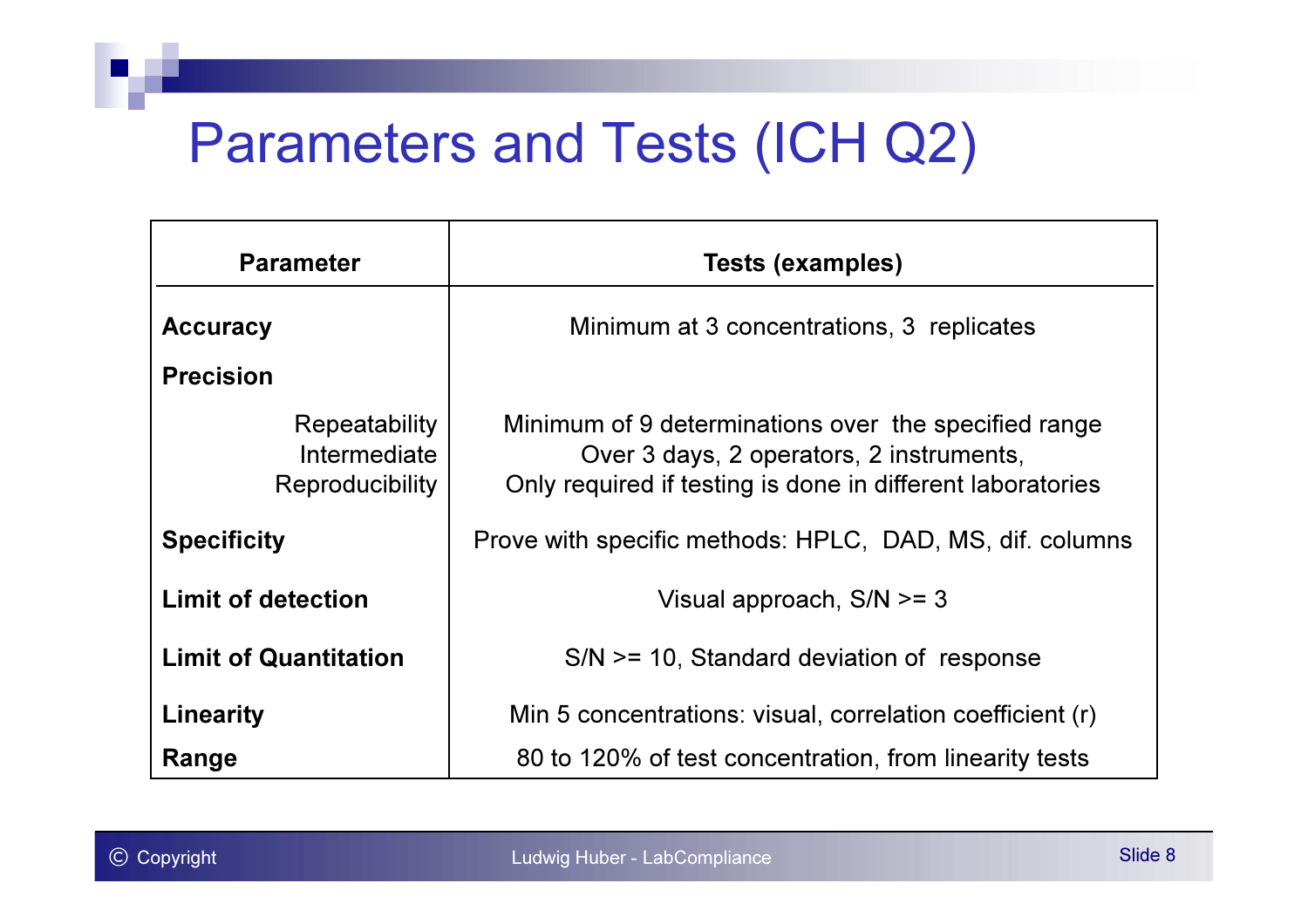# Parameters and Tests (ICH Q2)

| Parameter | Tests (examples) |
|---|---|
| **Accuracy** | Minimum at 3 concentrations, 3 replicates |
| **Precision** | |
| Repeatability | Minimum of 9 determinations over the specified range |
| Intermediate | Over 3 days, 2 operators, 2 instruments, |
| Reproducibility | Only required if testing is done in different laboratories |
| **Specificity** | Prove with specific methods: HPLC, DAD, MS, dif. columns |
| **Limit of detection** | Visual approach, S/N >= 3 |
| **Limit of Quantitation** | S/N >= 10, Standard deviation of response |
| **Linearity** | Min 5 concentrations: visual, correlation coefficient (r) |
| **Range** | 80 to 120% of test concentration, from linearity tests |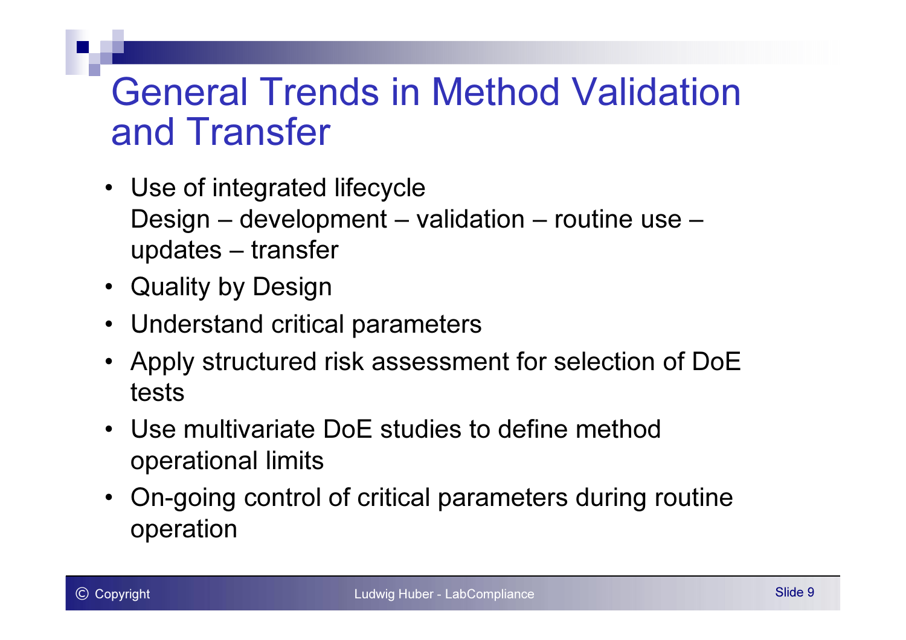# General Trends in Method Validation and Transfer

- Use of integrated lifecycle
  Design – development – validation – routine use – updates – transfer
- Quality by Design
- Understand critical parameters
- Apply structured risk assessment for selection of DoE tests
- Use multivariate DoE studies to define method operational limits
- On-going control of critical parameters during routine operation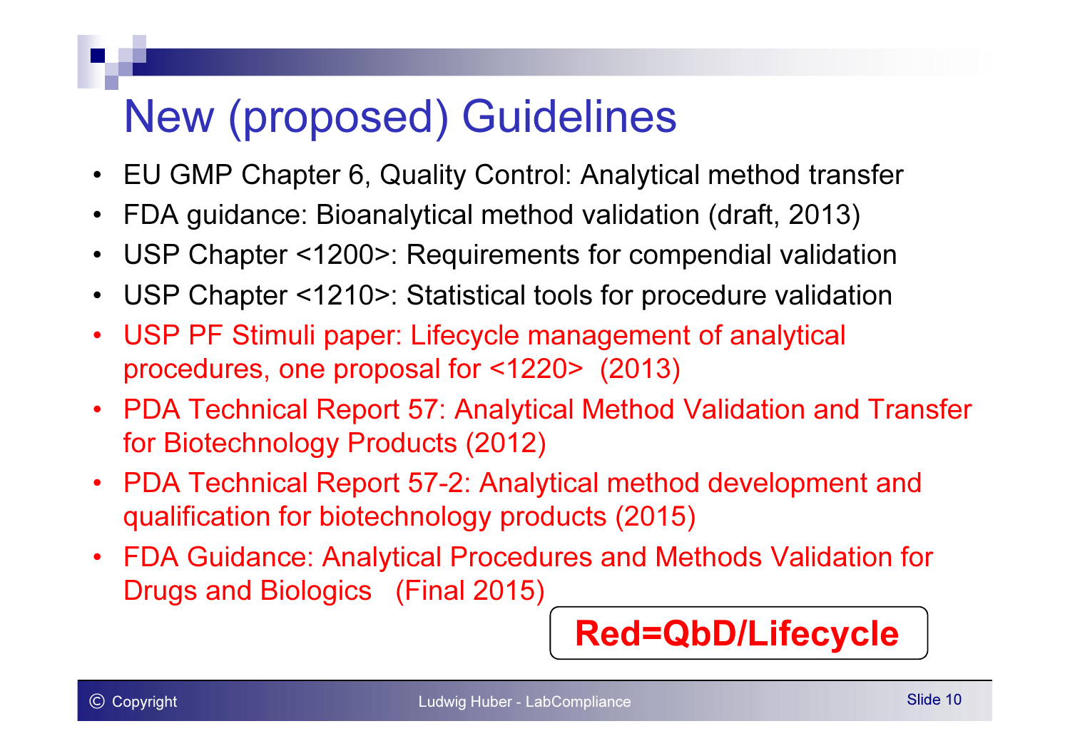# New (proposed) Guidelines

- EU GMP Chapter 6, Quality Control: Analytical method transfer
- FDA guidance: Bioanalytical method validation (draft, 2013)
- USP Chapter <1200>: Requirements for compendial validation
- USP Chapter <1210>: Statistical tools for procedure validation
- USP PF Stimuli paper: Lifecycle management of analytical procedures, one proposal for <1220> (2013)
- PDA Technical Report 57: Analytical Method Validation and Transfer for Biotechnology Products (2012)
- PDA Technical Report 57-2: Analytical method development and qualification for biotechnology products (2015)
- FDA Guidance: Analytical Procedures and Methods Validation for Drugs and Biologics (Final 2015)

**Red=QbD/Lifecycle**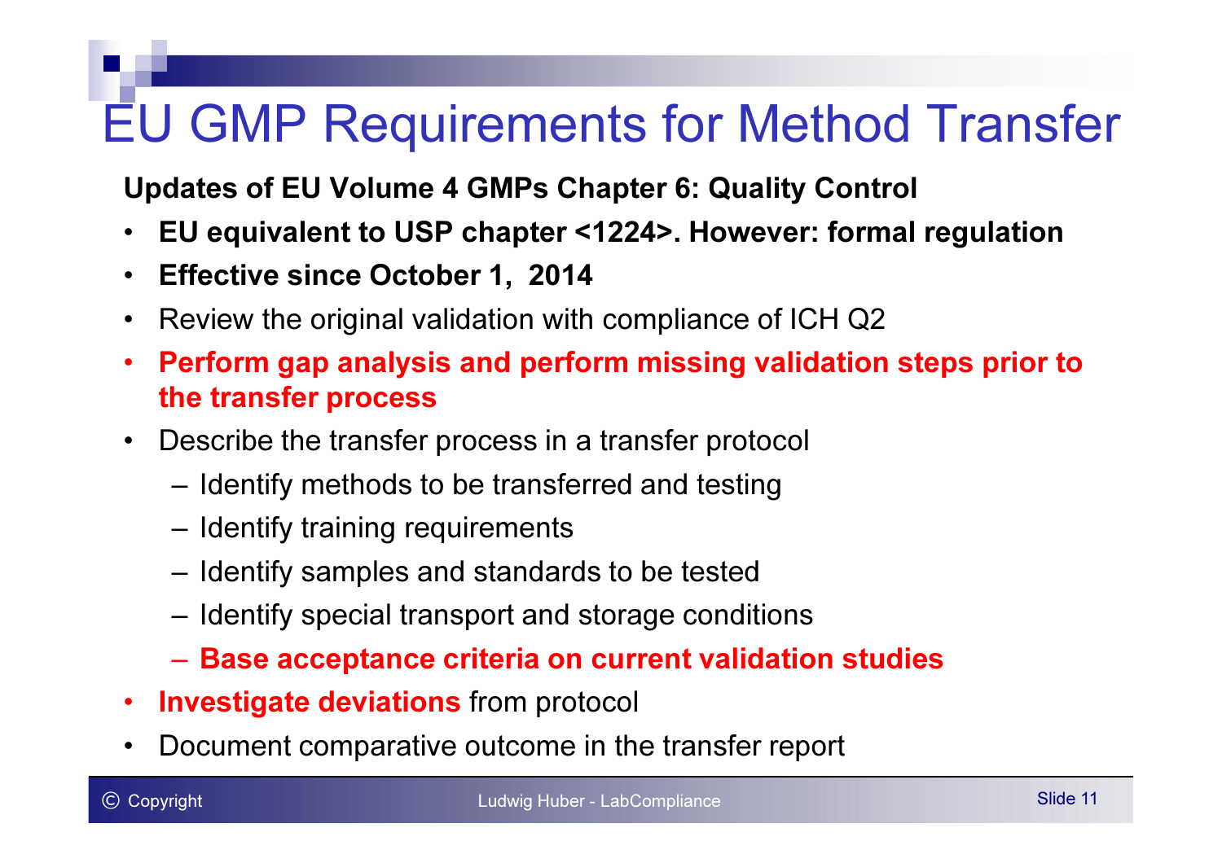# EU GMP Requirements for Method Transfer

**Updates of EU Volume 4 GMPs Chapter 6: Quality Control**

- **EU equivalent to USP chapter <1224>. However: formal regulation**
- **Effective since October 1, 2014**
- Review the original validation with compliance of ICH Q2
- **Perform gap analysis and perform missing validation steps prior to the transfer process**
- Describe the transfer process in a transfer protocol
  - Identify methods to be transferred and testing
  - Identify training requirements
  - Identify samples and standards to be tested
  - Identify special transport and storage conditions
  - **Base acceptance criteria on current validation studies**
- **Investigate deviations** from protocol
- Document comparative outcome in the transfer report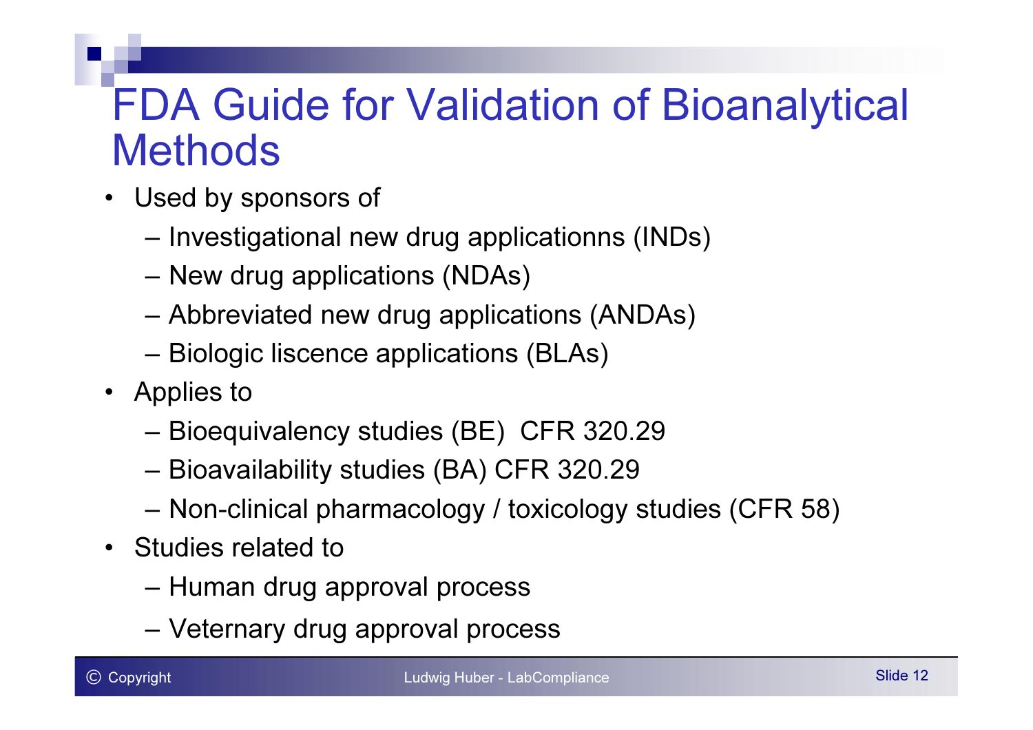# FDA Guide for Validation of Bioanalytical Methods

- Used by sponsors of
  - Investigational new drug applicationns (INDs)
  - New drug applications (NDAs)
  - Abbreviated new drug applications (ANDAs)
  - Biologic liscence applications (BLAs)
- Applies to
  - Bioequivalency studies (BE)  CFR 320.29
  - Bioavailability studies (BA) CFR 320.29
  - Non-clinical pharmacology / toxicology studies (CFR 58)
- Studies related to
  - Human drug approval process
  - Veternary drug approval process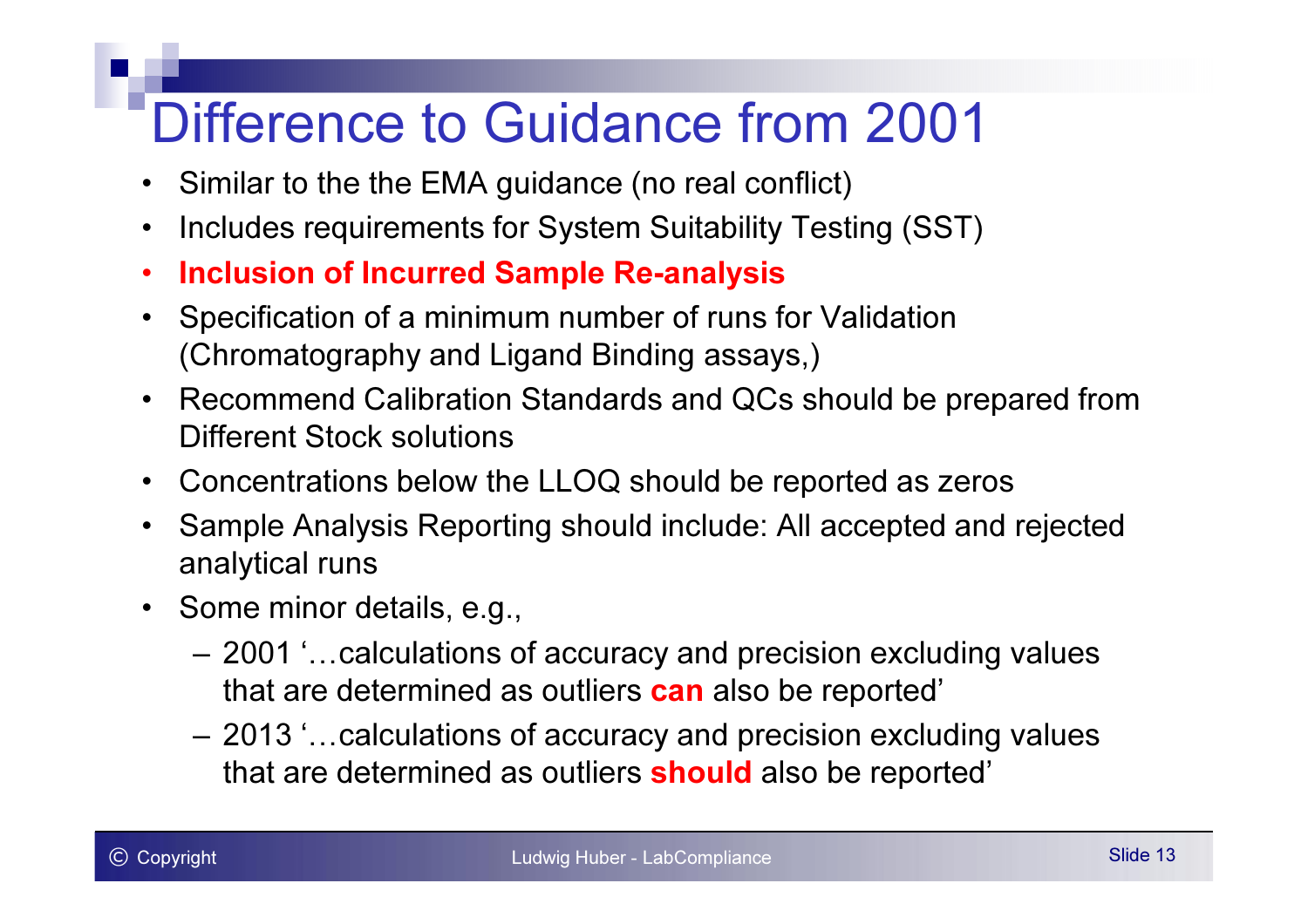# Difference to Guidance from 2001

- Similar to the the EMA guidance (no real conflict)
- Includes requirements for System Suitability Testing (SST)
- **Inclusion of Incurred Sample Re-analysis**
- Specification of a minimum number of runs for Validation (Chromatography and Ligand Binding assays,)
- Recommend Calibration Standards and QCs should be prepared from Different Stock solutions
- Concentrations below the LLOQ should be reported as zeros
- Sample Analysis Reporting should include: All accepted and rejected analytical runs
- Some minor details, e.g.,
  - 2001 '…calculations of accuracy and precision excluding values that are determined as outliers **can** also be reported'
  - 2013 '…calculations of accuracy and precision excluding values that are determined as outliers **should** also be reported'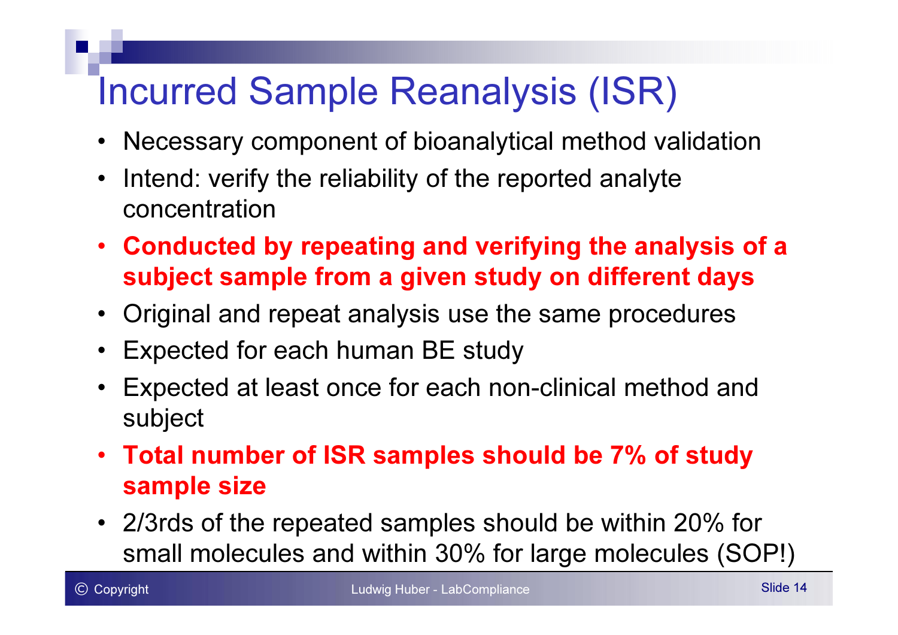# Incurred Sample Reanalysis (ISR)

- Necessary component of bioanalytical method validation
- Intend: verify the reliability of the reported analyte concentration
- **Conducted by repeating and verifying the analysis of a subject sample from a given study on different days**
- Original and repeat analysis use the same procedures
- Expected for each human BE study
- Expected at least once for each non-clinical method and subject
- **Total number of ISR samples should be 7% of study sample size**
- 2/3rds of the repeated samples should be within 20% for small molecules and within 30% for large molecules (SOP!)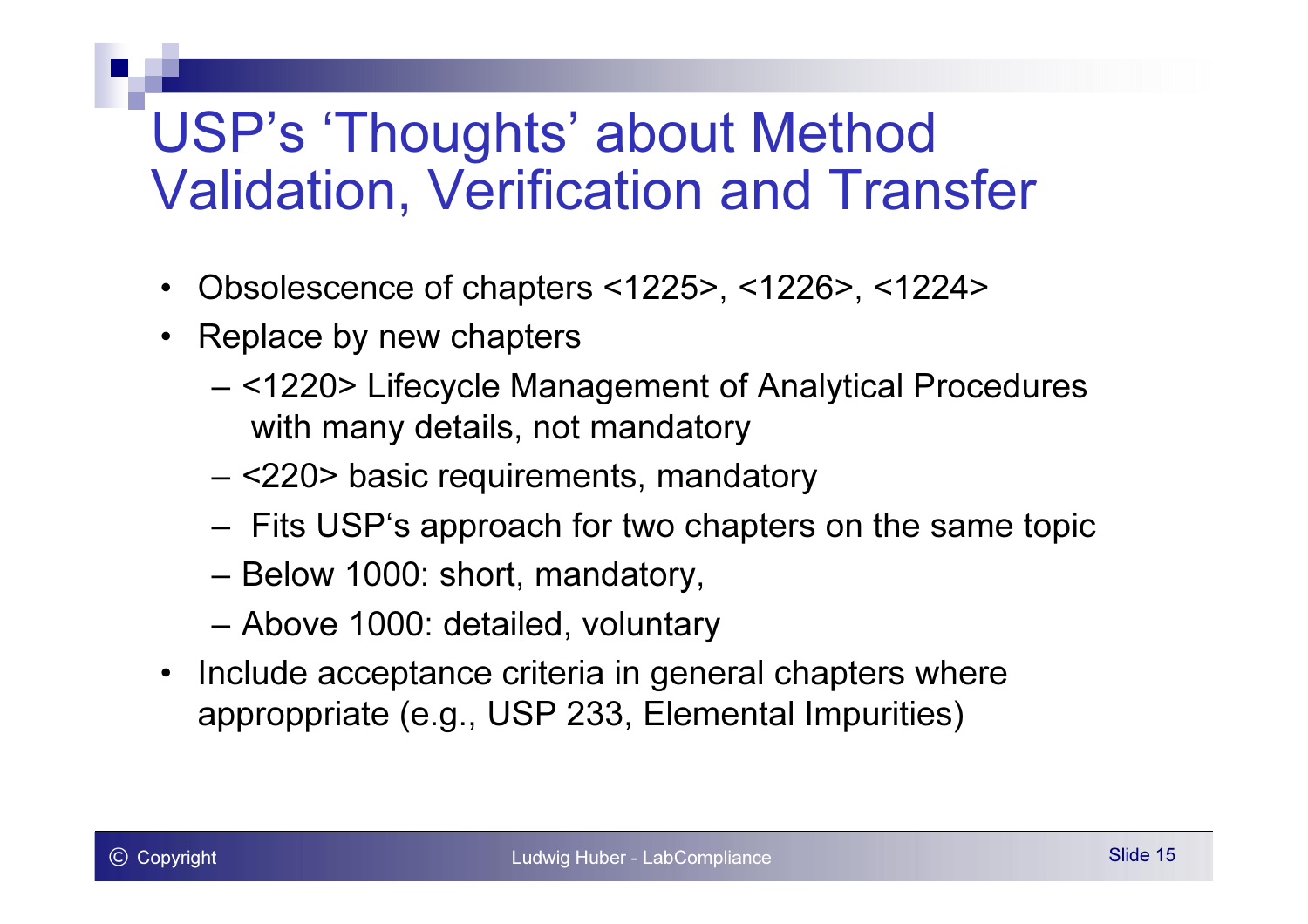# USP's 'Thoughts' about Method Validation, Verification and Transfer

- Obsolescence of chapters <1225>, <1226>, <1224>
- Replace by new chapters
  - <1220> Lifecycle Management of Analytical Procedures with many details, not mandatory
  - <220> basic requirements, mandatory
  - Fits USP's approach for two chapters on the same topic
  - Below 1000: short, mandatory,
  - Above 1000: detailed, voluntary
- Include acceptance criteria in general chapters where approppriate (e.g., USP 233, Elemental Impurities)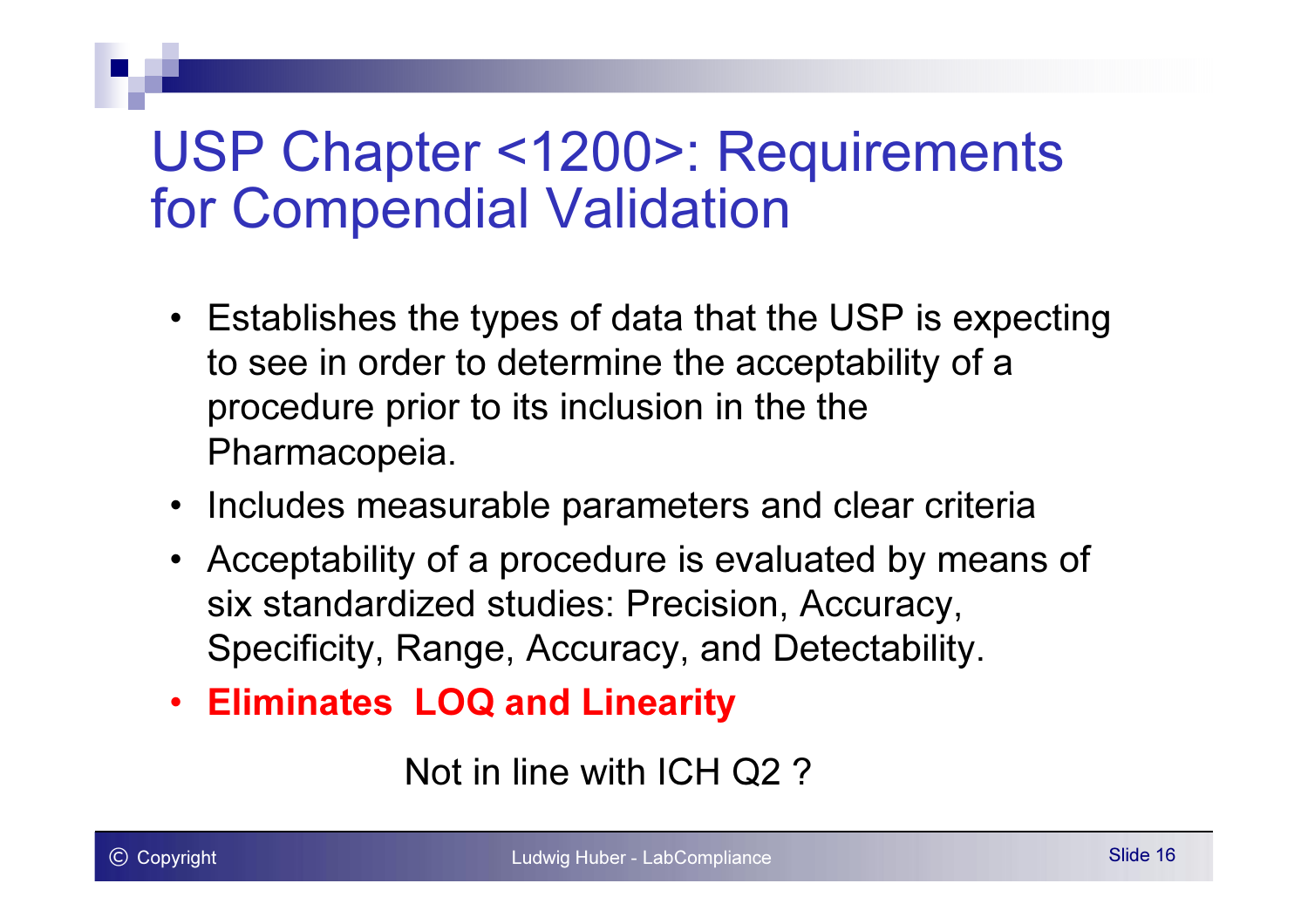# USP Chapter <1200>: Requirements for Compendial Validation

- Establishes the types of data that the USP is expecting to see in order to determine the acceptability of a procedure prior to its inclusion in the the Pharmacopeia.
- Includes measurable parameters and clear criteria
- Acceptability of a procedure is evaluated by means of six standardized studies: Precision, Accuracy, Specificity, Range, Accuracy, and Detectability.
- **Eliminates LOQ and Linearity**

Not in line with ICH Q2 ?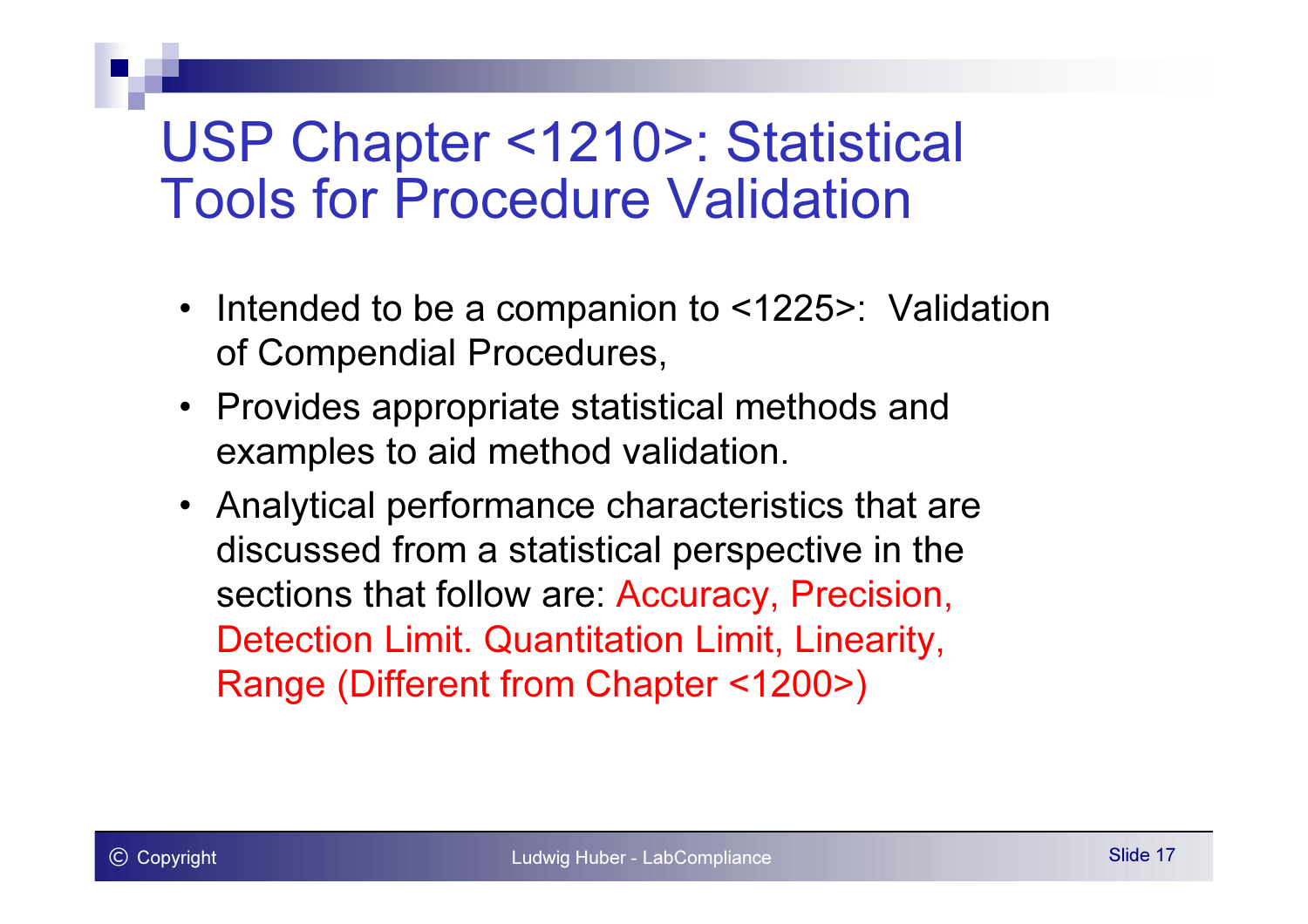# USP Chapter <1210>: Statistical Tools for Procedure Validation

- Intended to be a companion to <1225>: Validation of Compendial Procedures,
- Provides appropriate statistical methods and examples to aid method validation.
- Analytical performance characteristics that are discussed from a statistical perspective in the sections that follow are: Accuracy, Precision, Detection Limit. Quantitation Limit, Linearity, Range (Different from Chapter <1200>)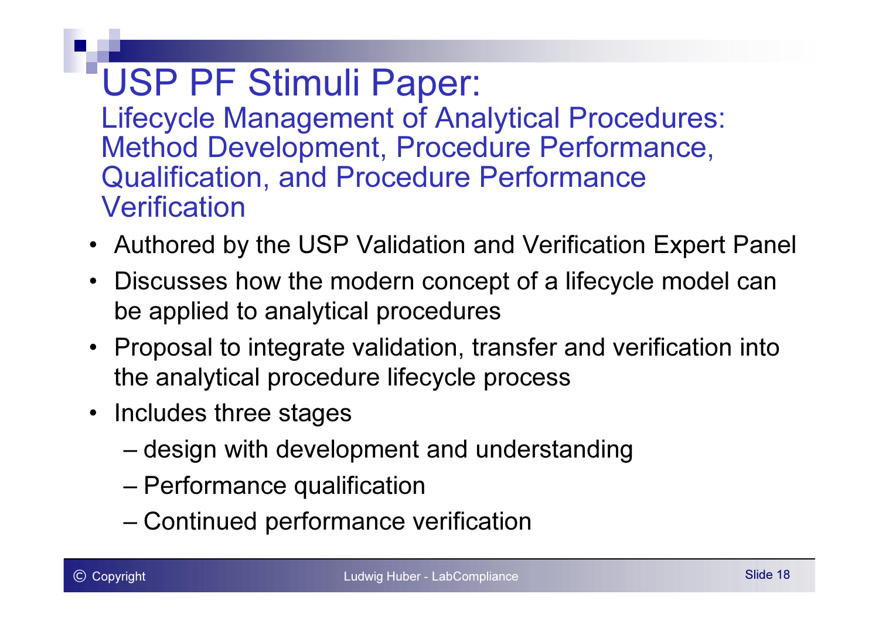# USP PF Stimuli Paper:

## Lifecycle Management of Analytical Procedures: Method Development, Procedure Performance, Qualification, and Procedure Performance Verification

- Authored by the USP Validation and Verification Expert Panel
- Discusses how the modern concept of a lifecycle model can be applied to analytical procedures
- Proposal to integrate validation, transfer and verification into the analytical procedure lifecycle process
- Includes three stages
  - design with development and understanding
  - Performance qualification
  - Continued performance verification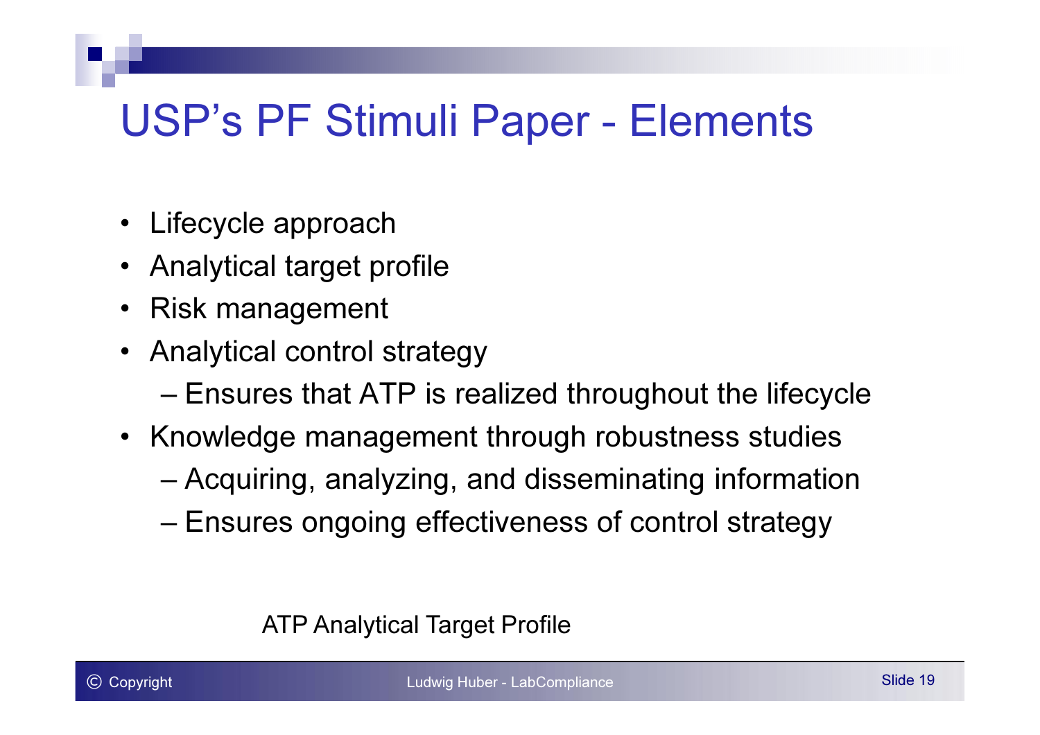# USP's PF Stimuli Paper - Elements

- Lifecycle approach
- Analytical target profile
- Risk management
- Analytical control strategy
  - Ensures that ATP is realized throughout the lifecycle
- Knowledge management through robustness studies
  - Acquiring, analyzing, and disseminating information
  - Ensures ongoing effectiveness of control strategy

ATP Analytical Target Profile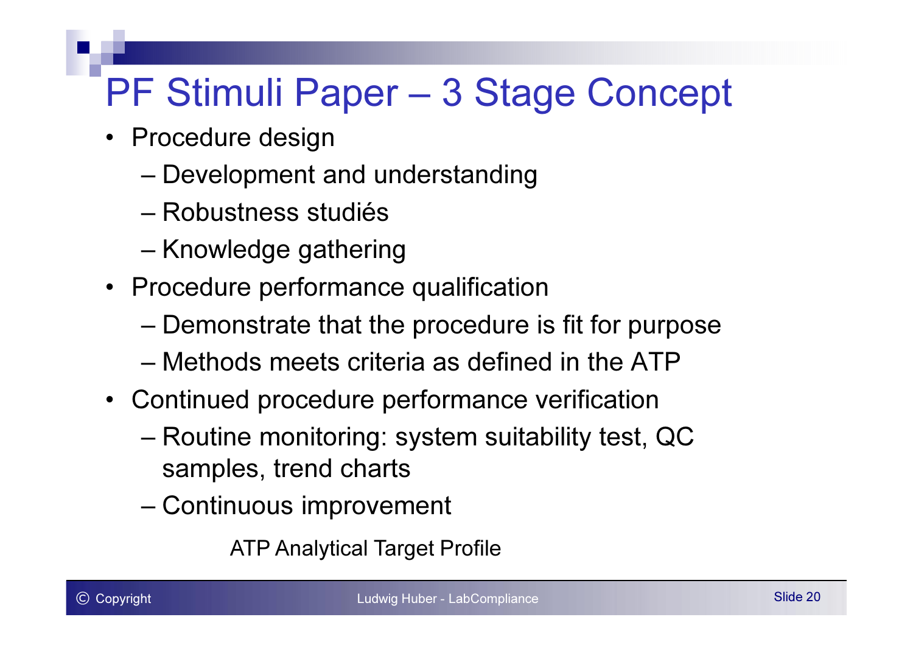# PF Stimuli Paper – 3 Stage Concept

- Procedure design
  - Development and understanding
  - Robustness studiés
  - Knowledge gathering
- Procedure performance qualification
  - Demonstrate that the procedure is fit for purpose
  - Methods meets criteria as defined in the ATP
- Continued procedure performance verification
  - Routine monitoring: system suitability test, QC samples, trend charts
  - Continuous improvement

ATP Analytical Target Profile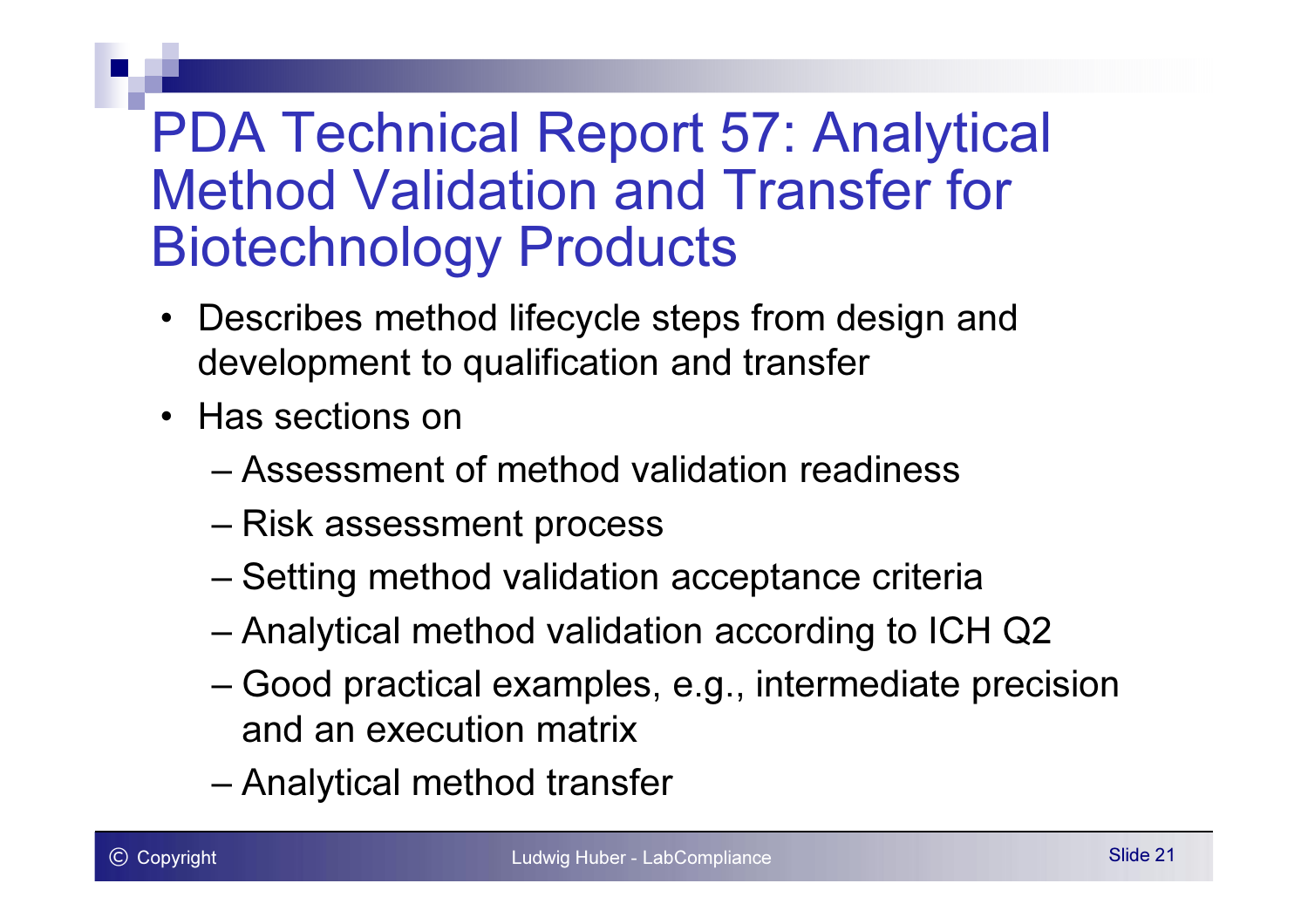# PDA Technical Report 57: Analytical Method Validation and Transfer for Biotechnology Products

- Describes method lifecycle steps from design and development to qualification and transfer
- Has sections on
  - Assessment of method validation readiness
  - Risk assessment process
  - Setting method validation acceptance criteria
  - Analytical method validation according to ICH Q2
  - Good practical examples, e.g., intermediate precision and an execution matrix
  - Analytical method transfer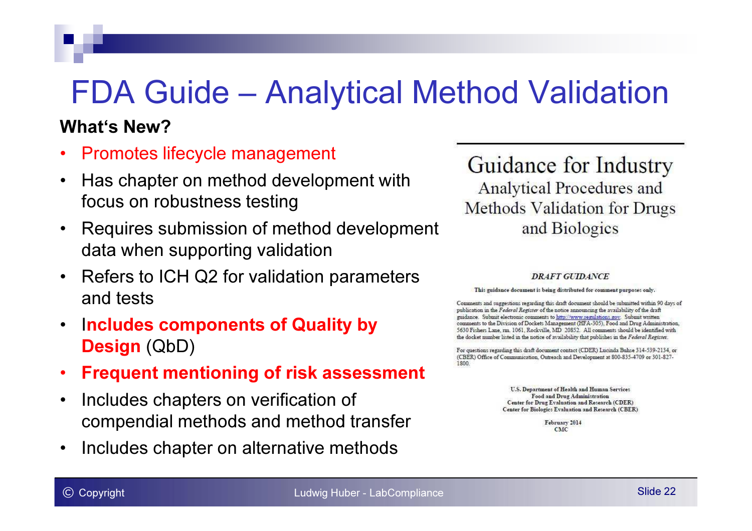# FDA Guide – Analytical Method Validation

**What's New?**

- Promotes lifecycle management
- Has chapter on method development with focus on robustness testing
- Requires submission of method development data when supporting validation
- Refers to ICH Q2 for validation parameters and tests
- **Includes components of Quality by Design** (QbD)
- **Frequent mentioning of risk assessment**
- Includes chapters on verification of compendial methods and method transfer
- Includes chapter on alternative methods

## Guidance for Industry

Analytical Procedures and Methods Validation for Drugs and Biologics

*DRAFT GUIDANCE*

This guidance document is being distributed for comment purposes only.

Comments and suggestions regarding this draft document should be submitted within 90 days of publication in the *Federal Register* of the notice announcing the availability of the draft guidance. Submit electronic comments to http://www.regulations.gov. Submit written comments to the Division of Dockets Management (HFA-305), Food and Drug Administration, 5630 Fishers Lane, rm. 1061, Rockville, MD 20852. All comments should be identified with the docket number listed in the notice of availability that publishes in the *Federal Register*.

For questions regarding this draft document contact (CDER) Lucinda Buhse 314-539-2134, or (CBER) Office of Communication, Outreach and Development at 800-835-4709 or 301-827-1800.

U.S. Department of Health and Human Services
Food and Drug Administration
Center for Drug Evaluation and Research (CDER)
Center for Biologics Evaluation and Research (CBER)

February 2014
CMC

© Copyright — Ludwig Huber - LabCompliance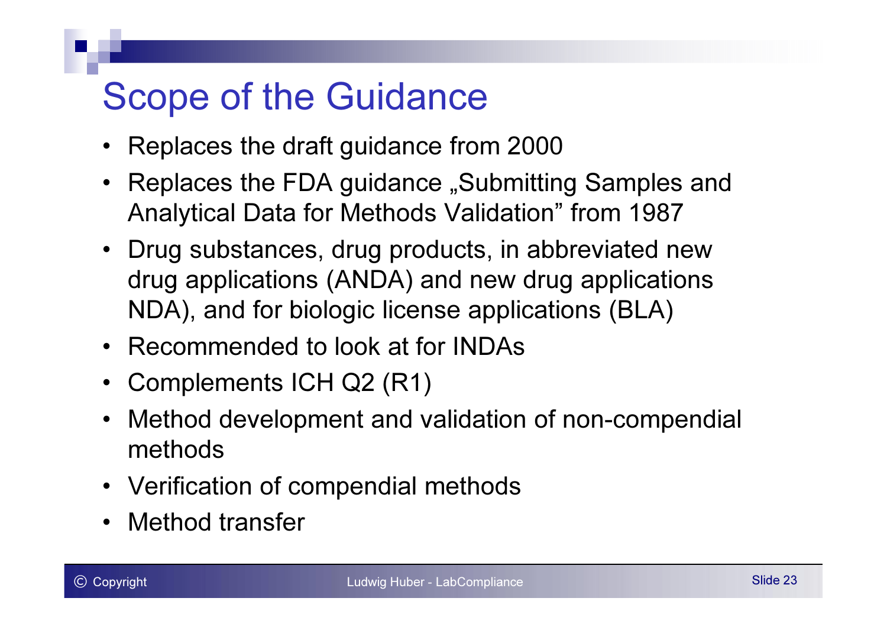# Scope of the Guidance

- Replaces the draft guidance from 2000
- Replaces the FDA guidance „Submitting Samples and Analytical Data for Methods Validation" from 1987
- Drug substances, drug products, in abbreviated new drug applications (ANDA) and new drug applications NDA), and for biologic license applications (BLA)
- Recommended to look at for INDAs
- Complements ICH Q2 (R1)
- Method development and validation of non-compendial methods
- Verification of compendial methods
- Method transfer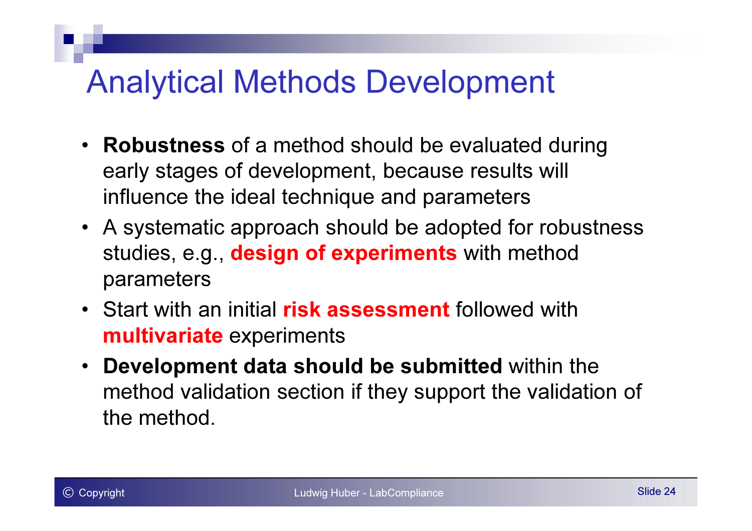# Analytical Methods Development

- **Robustness** of a method should be evaluated during early stages of development, because results will influence the ideal technique and parameters
- A systematic approach should be adopted for robustness studies, e.g., **design of experiments** with method parameters
- Start with an initial **risk assessment** followed with **multivariate** experiments
- **Development data should be submitted** within the method validation section if they support the validation of the method.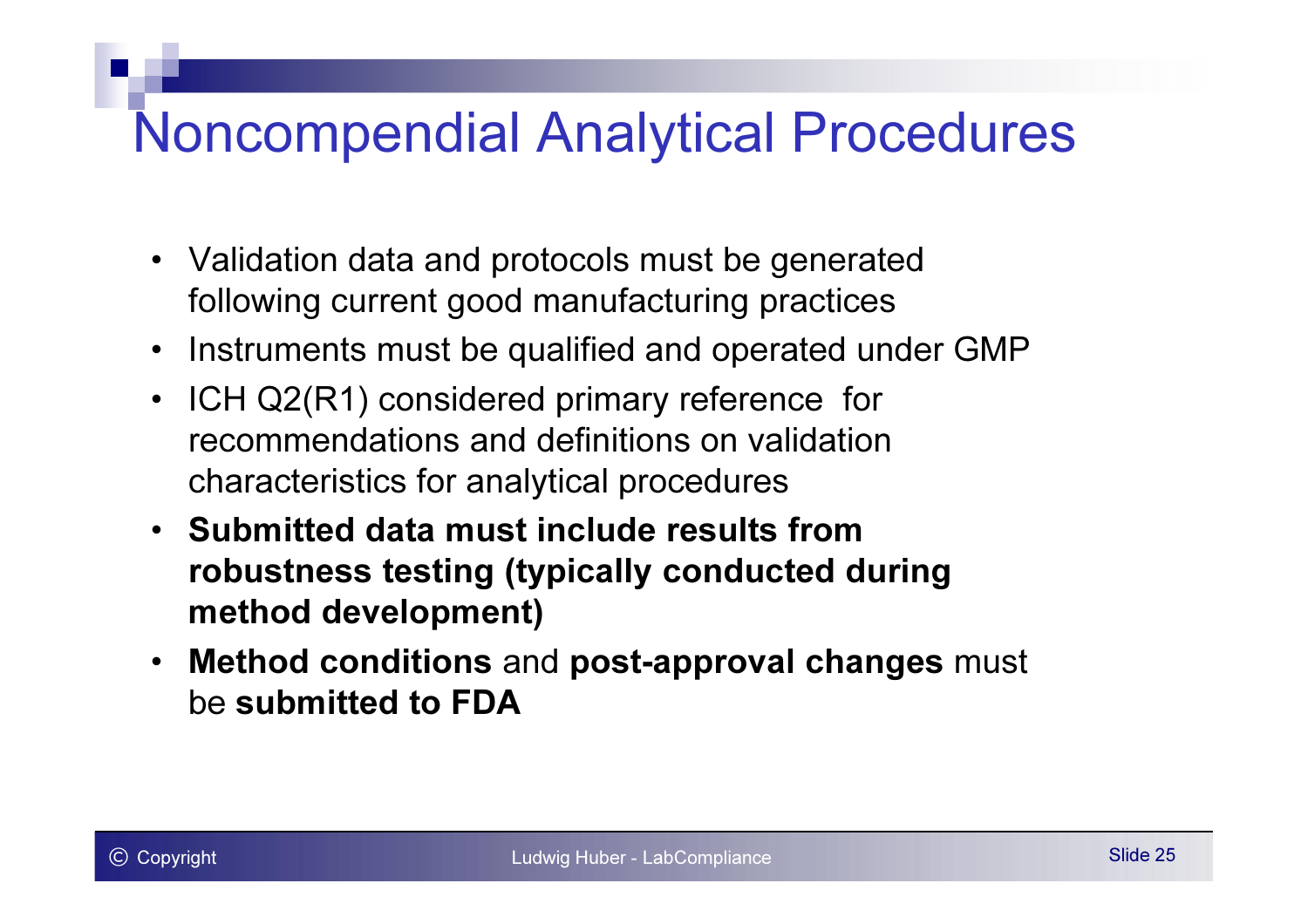# Noncompendial Analytical Procedures

- Validation data and protocols must be generated following current good manufacturing practices
- Instruments must be qualified and operated under GMP
- ICH Q2(R1) considered primary reference for recommendations and definitions on validation characteristics for analytical procedures
- **Submitted data must include results from robustness testing (typically conducted during method development)**
- **Method conditions** and **post-approval changes** must be **submitted to FDA**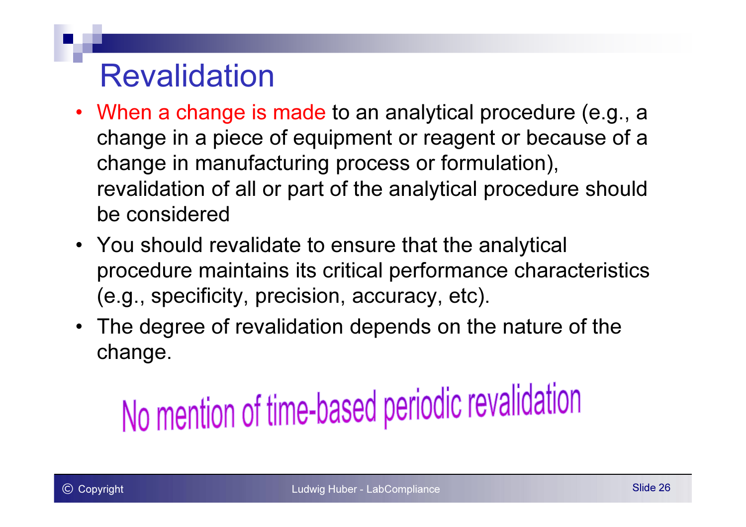# Revalidation

- When a change is made to an analytical procedure (e.g., a change in a piece of equipment or reagent or because of a change in manufacturing process or formulation), revalidation of all or part of the analytical procedure should be considered
- You should revalidate to ensure that the analytical procedure maintains its critical performance characteristics (e.g., specificity, precision, accuracy, etc).
- The degree of revalidation depends on the nature of the change.

**No mention of time-based periodic revalidation**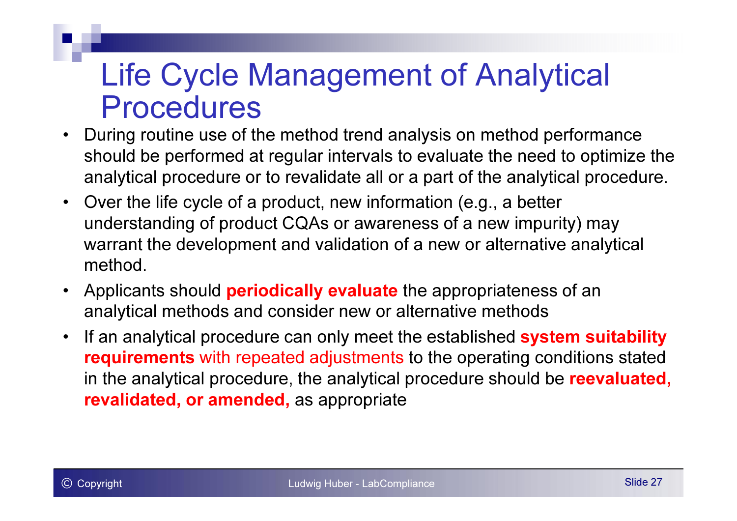# Life Cycle Management of Analytical Procedures

- During routine use of the method trend analysis on method performance should be performed at regular intervals to evaluate the need to optimize the analytical procedure or to revalidate all or a part of the analytical procedure.
- Over the life cycle of a product, new information (e.g., a better understanding of product CQAs or awareness of a new impurity) may warrant the development and validation of a new or alternative analytical method.
- Applicants should **periodically evaluate** the appropriateness of an analytical methods and consider new or alternative methods
- If an analytical procedure can only meet the established **system suitability requirements** with repeated adjustments to the operating conditions stated in the analytical procedure, the analytical procedure should be **reevaluated, revalidated, or amended,** as appropriate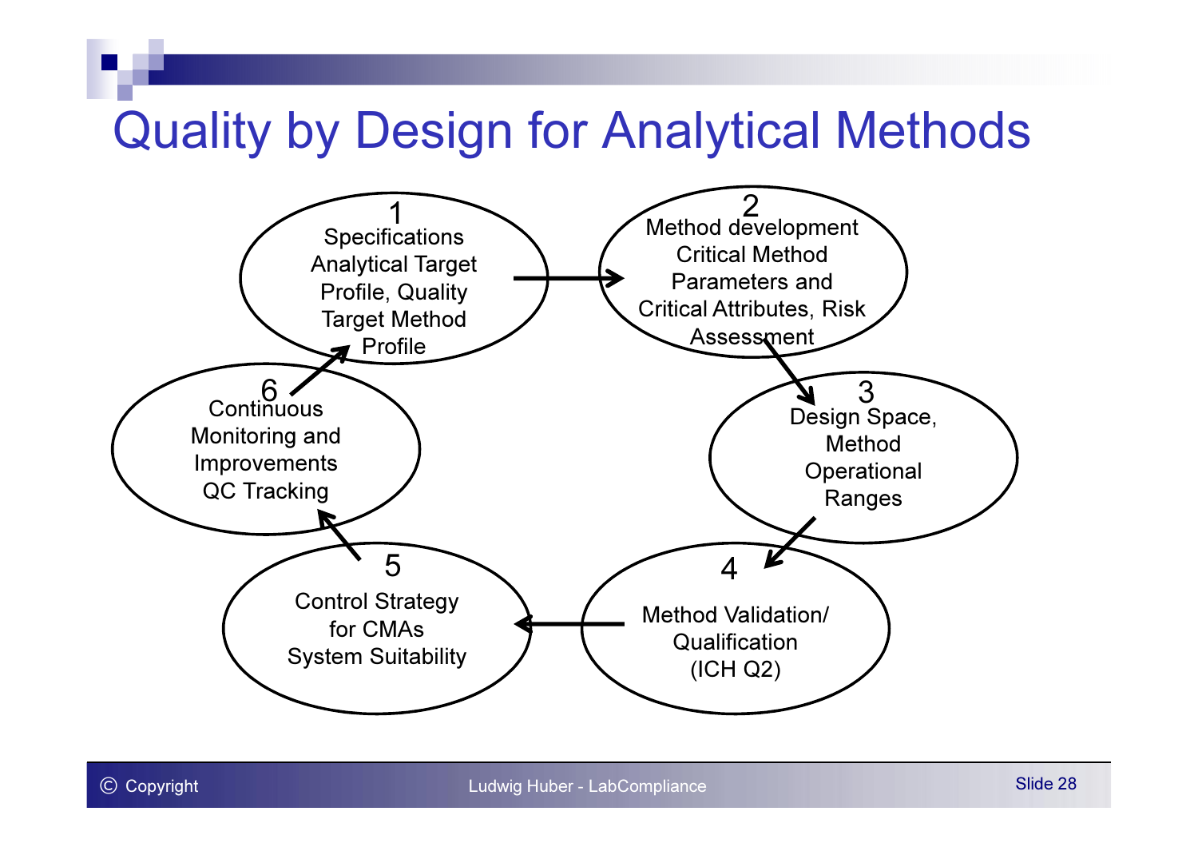# Quality by Design for Analytical Methods

1. Specifications Analytical Target Profile, Quality Target Method Profile
2. Method development Critical Method Parameters and Critical Attributes, Risk Assessment
3. Design Space, Method Operational Ranges
4. Method Validation/ Qualification (ICH Q2)
5. Control Strategy for CMAs System Suitability
6. Continuous Monitoring and Improvements QC Tracking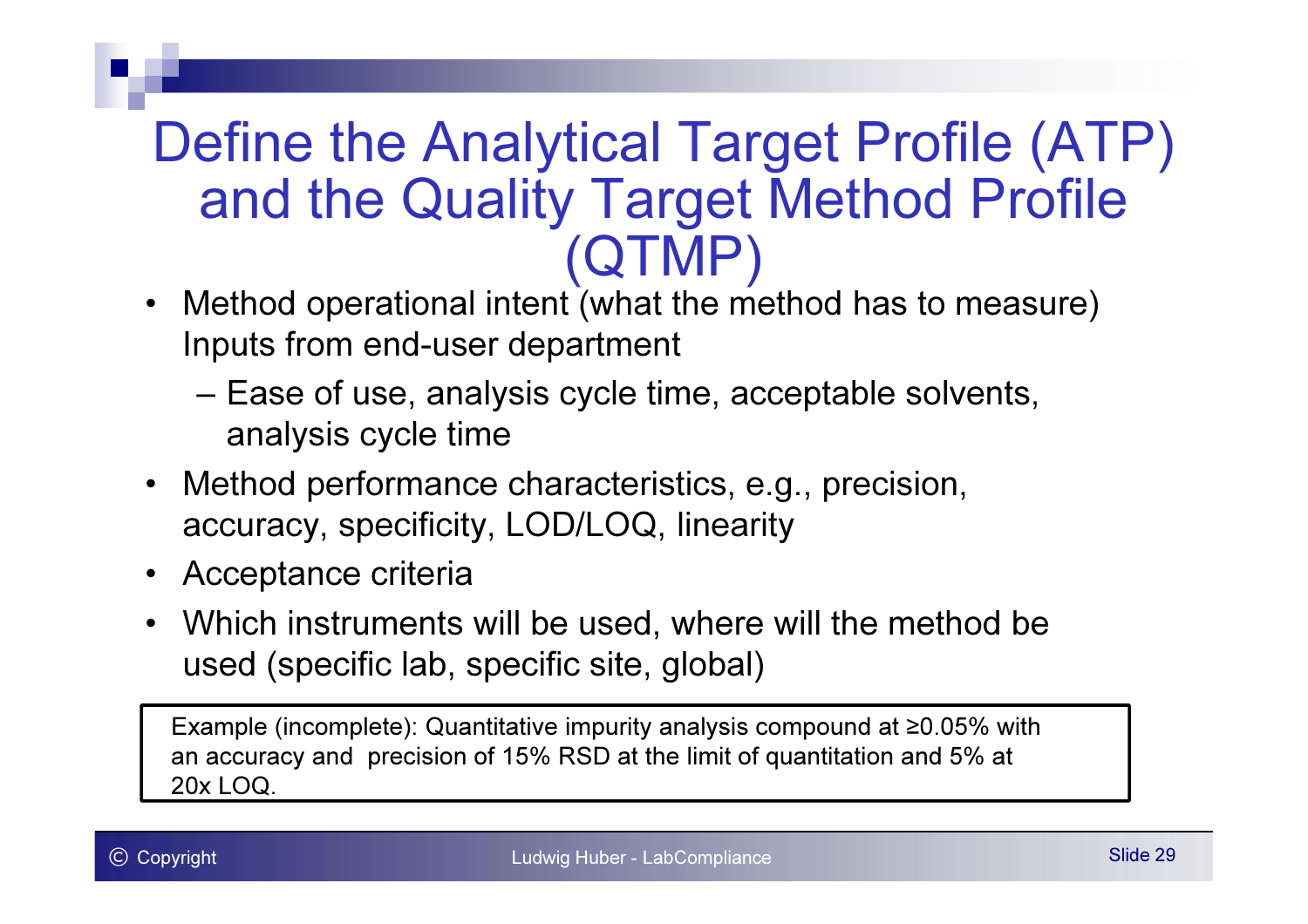# Define the Analytical Target Profile (ATP) and the Quality Target Method Profile (QTMP)

- Method operational intent (what the method has to measure) Inputs from end-user department
  - Ease of use, analysis cycle time, acceptable solvents, analysis cycle time
- Method performance characteristics, e.g., precision, accuracy, specificity, LOD/LOQ, linearity
- Acceptance criteria
- Which instruments will be used, where will the method be used (specific lab, specific site, global)

Example (incomplete): Quantitative impurity analysis compound at ≥0.05% with an accuracy and precision of 15% RSD at the limit of quantitation and 5% at 20x LOQ.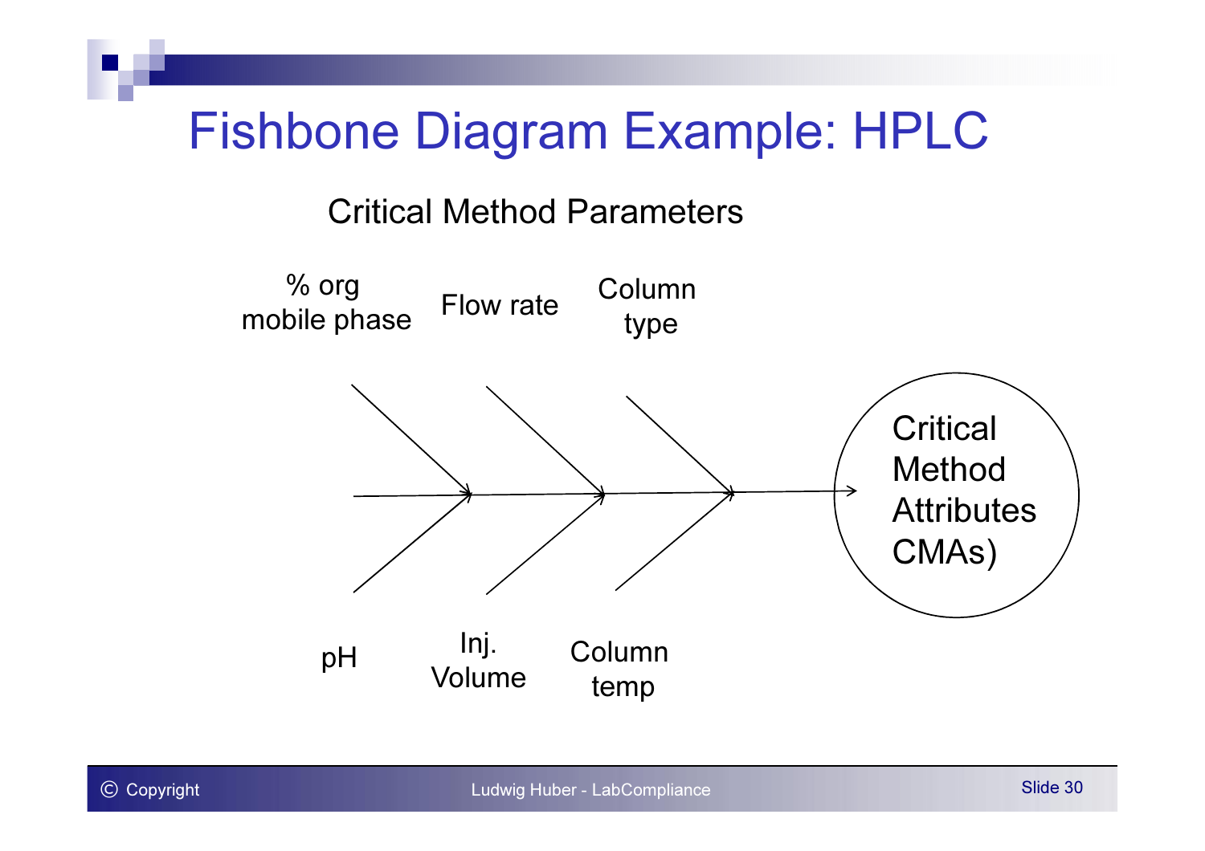# Fishbone Diagram Example: HPLC

Critical Method Parameters

% org mobile phase

Flow rate

Column type

pH

Inj. Volume

Column temp

Critical Method Attributes CMAs)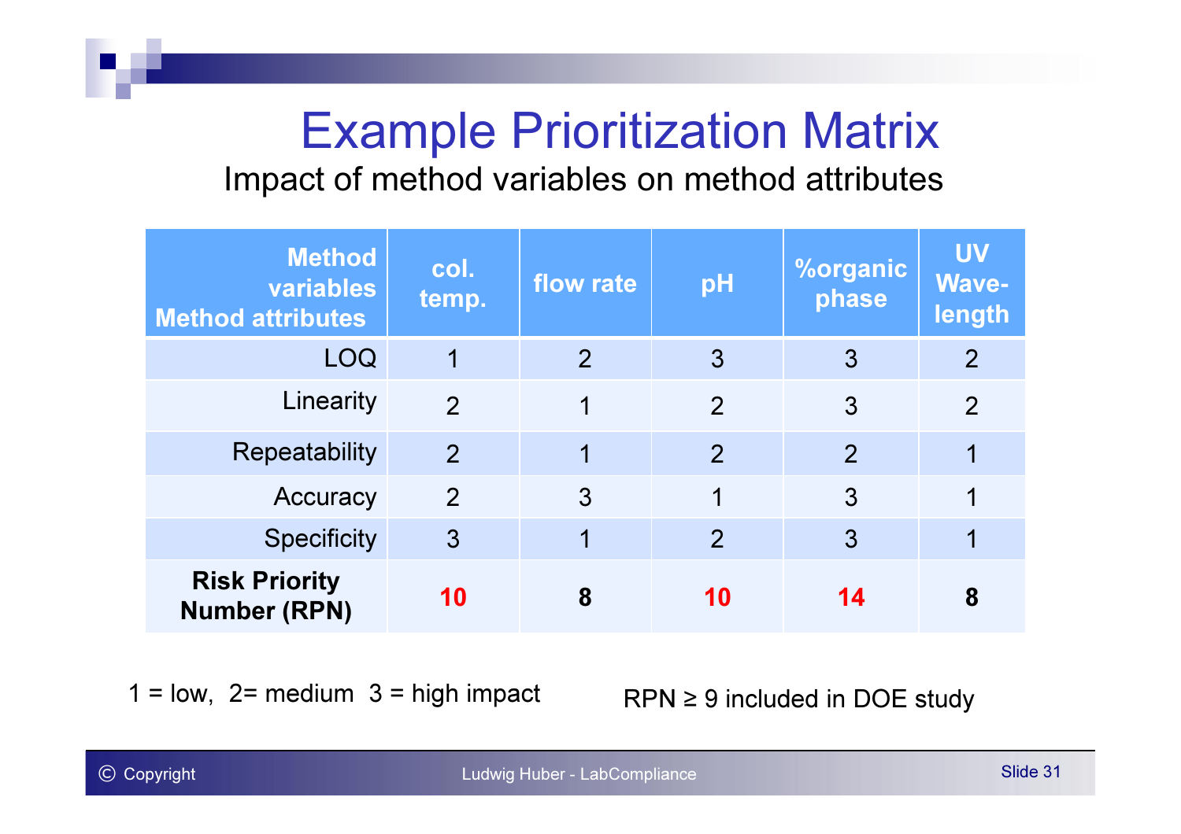# Example Prioritization Matrix

## Impact of method variables on method attributes

| Method variables / Method attributes | col. temp. | flow rate | pH | %organic phase | UV Wave-length |
|---|---|---|---|---|---|
| LOQ | 1 | 2 | 3 | 3 | 2 |
| Linearity | 2 | 1 | 2 | 3 | 2 |
| Repeatability | 2 | 1 | 2 | 2 | 1 |
| Accuracy | 2 | 3 | 1 | 3 | 1 |
| Specificity | 3 | 1 | 2 | 3 | 1 |
| **Risk Priority Number (RPN)** | **10** | **8** | **10** | **14** | **8** |

1 = low, 2= medium 3 = high impact

RPN ≥ 9 included in DOE study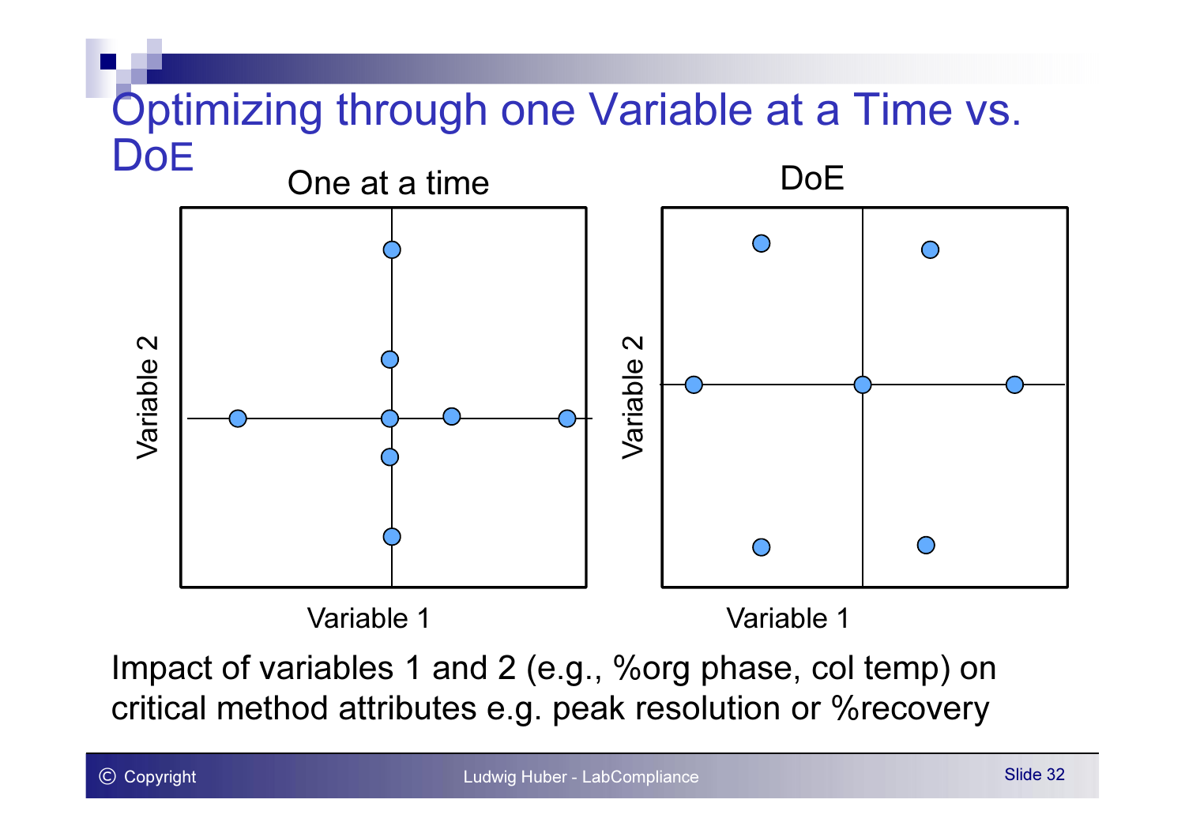# Optimizing through one Variable at a Time vs. DoE

One at a time

Variable 2

Variable 1

DoE

Variable 2

Variable 1

Impact of variables 1 and 2 (e.g., %org phase, col temp) on critical method attributes e.g. peak resolution or %recovery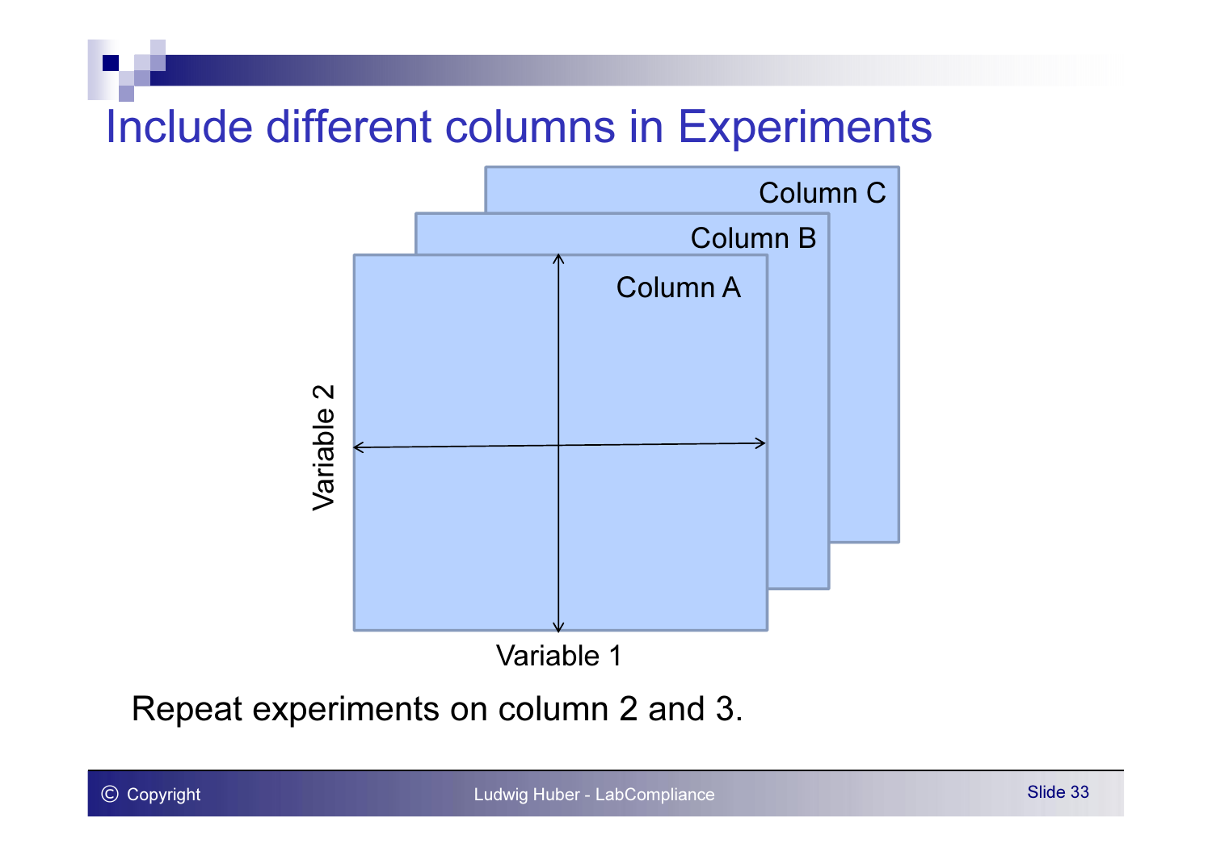# Include different columns in Experiments

Column C

Column B

Column A

Variable 2

Variable 1

Repeat experiments on column 2 and 3.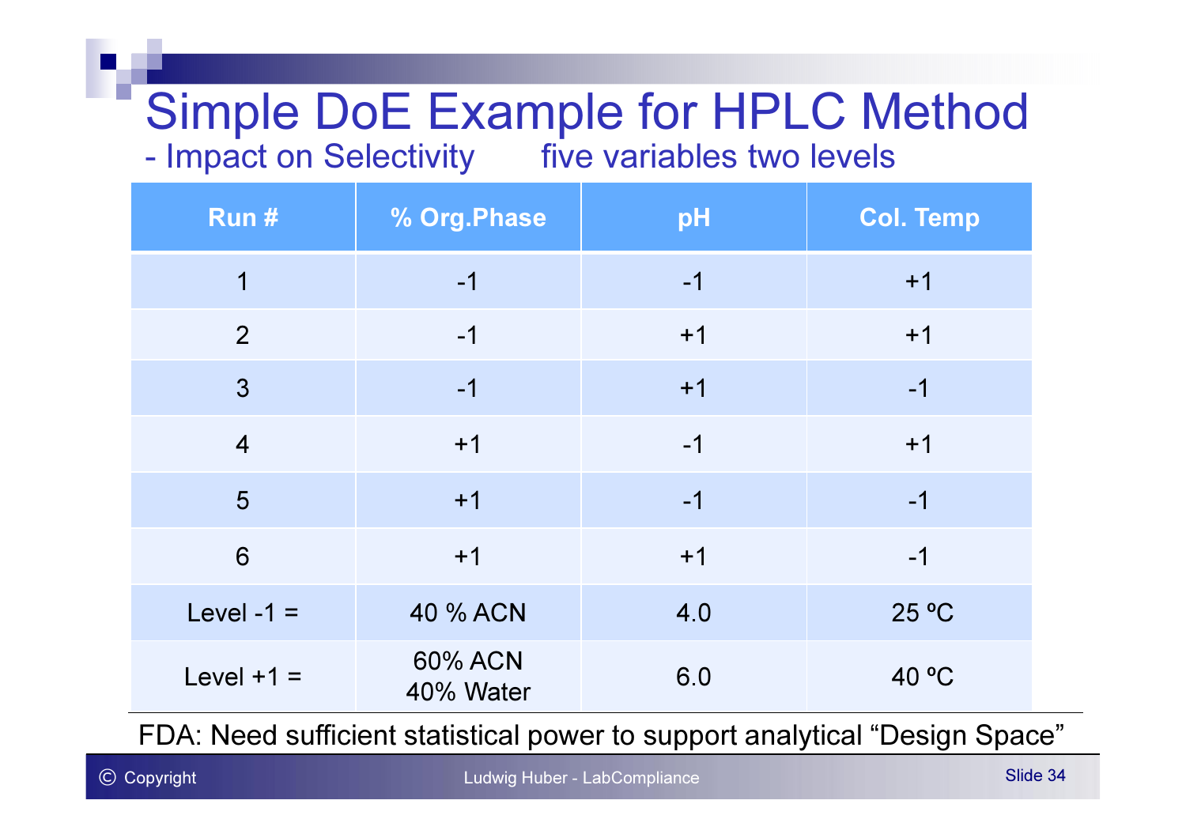# Simple DoE Example for HPLC Method

- Impact on Selectivity     five variables two levels

| Run # | % Org.Phase | pH | Col. Temp |
|---|---|---|---|
| 1 | -1 | -1 | +1 |
| 2 | -1 | +1 | +1 |
| 3 | -1 | +1 | -1 |
| 4 | +1 | -1 | +1 |
| 5 | +1 | -1 | -1 |
| 6 | +1 | +1 | -1 |
| Level -1 = | 40 % ACN | 4.0 | 25 ºC |
| Level +1 = | 60% ACN 40% Water | 6.0 | 40 ºC |

FDA: Need sufficient statistical power to support analytical “Design Space”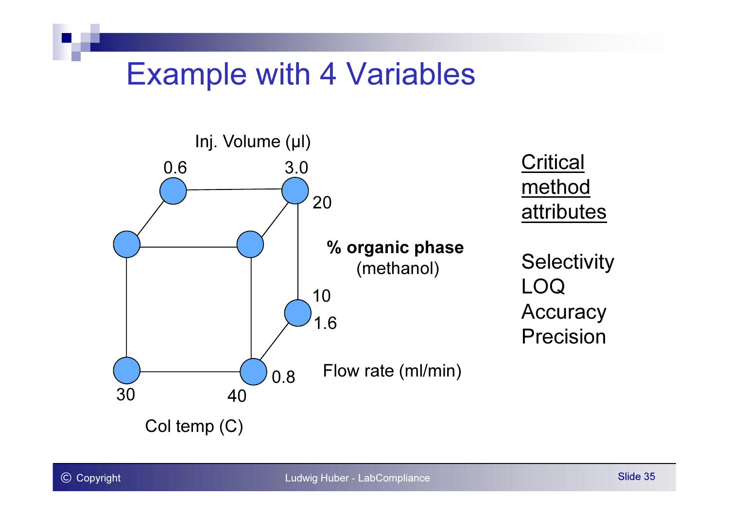# Example with 4 Variables

Inj. Volume (µl)

0.6 3.0

20

**% organic phase**
(methanol)

10

1.6

Flow rate (ml/min)

0.8

30 40

Col temp (C)

<u>Critical method attributes</u>

Selectivity
LOQ
Accuracy
Precision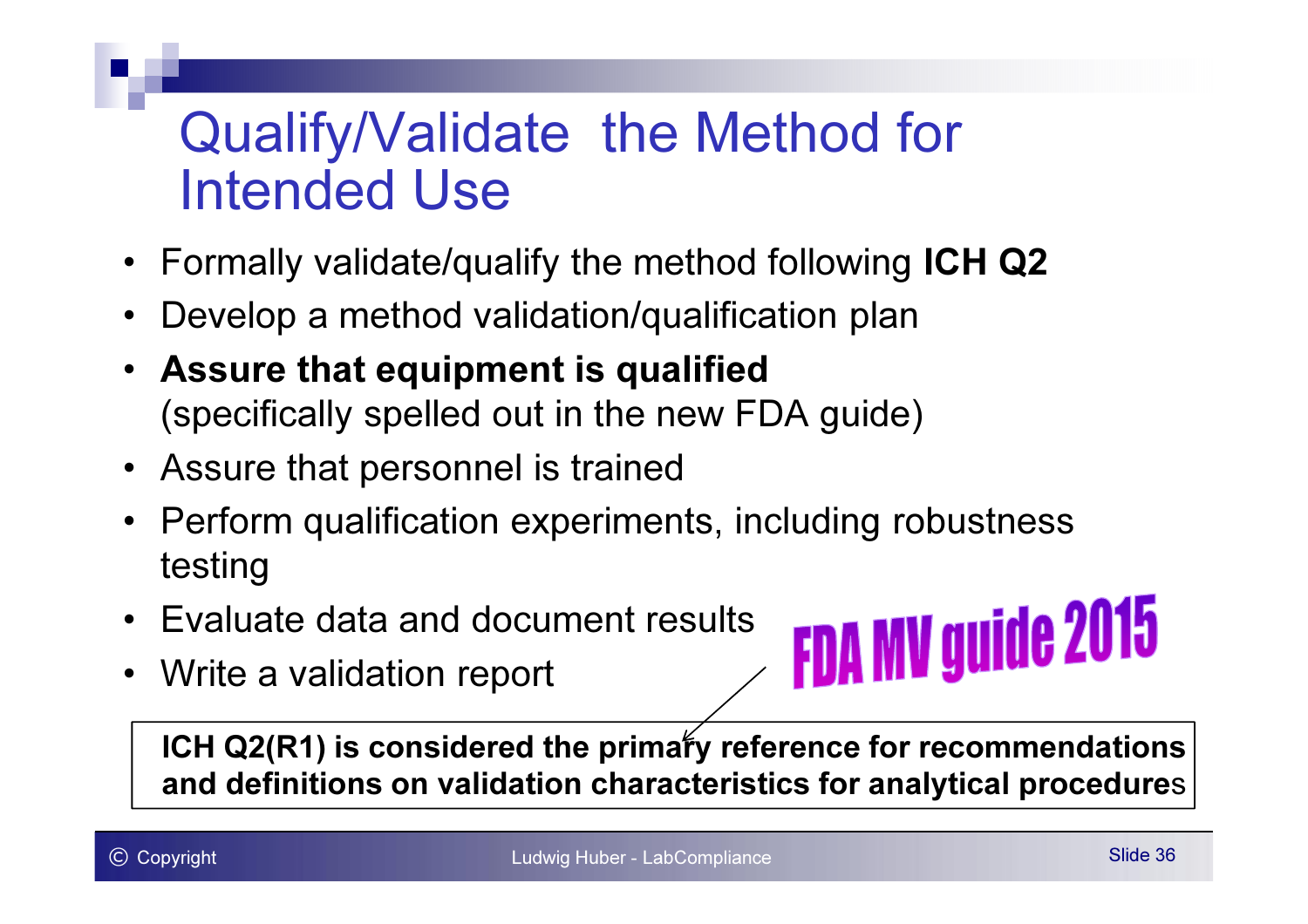# Qualify/Validate the Method for Intended Use

- Formally validate/qualify the method following **ICH Q2**
- Develop a method validation/qualification plan
- **Assure that equipment is qualified** (specifically spelled out in the new FDA guide)
- Assure that personnel is trained
- Perform qualification experiments, including robustness testing
- Evaluate data and document results
- Write a validation report

FDA MV guide 2015

**ICH Q2(R1) is considered the primary reference for recommendations and definitions on validation characteristics for analytical procedures**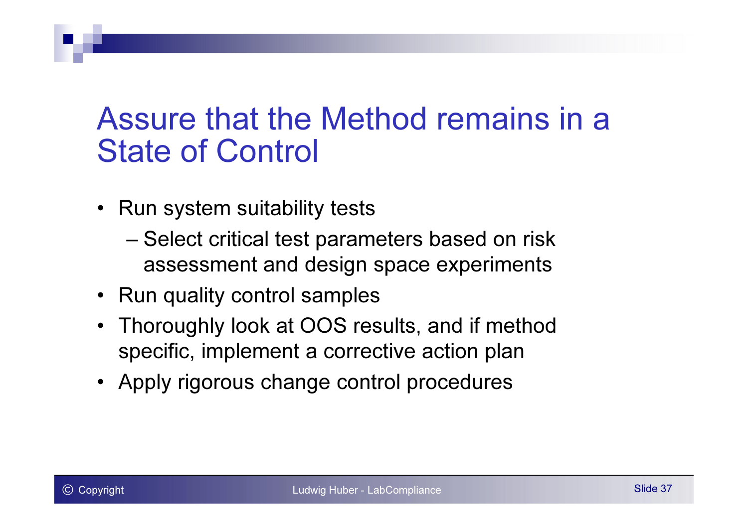# Assure that the Method remains in a State of Control

- Run system suitability tests
  - Select critical test parameters based on risk assessment and design space experiments
- Run quality control samples
- Thoroughly look at OOS results, and if method specific, implement a corrective action plan
- Apply rigorous change control procedures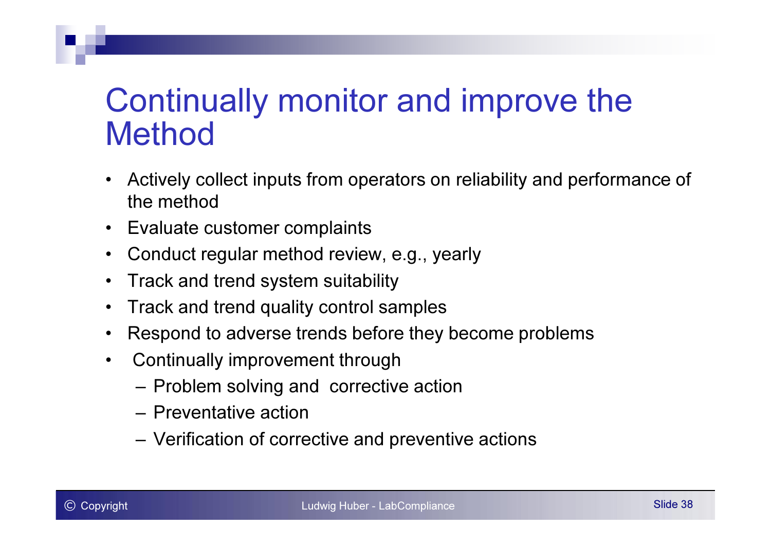# Continually monitor and improve the Method

- Actively collect inputs from operators on reliability and performance of the method
- Evaluate customer complaints
- Conduct regular method review, e.g., yearly
- Track and trend system suitability
- Track and trend quality control samples
- Respond to adverse trends before they become problems
- Continually improvement through
  - Problem solving and corrective action
  - Preventative action
  - Verification of corrective and preventive actions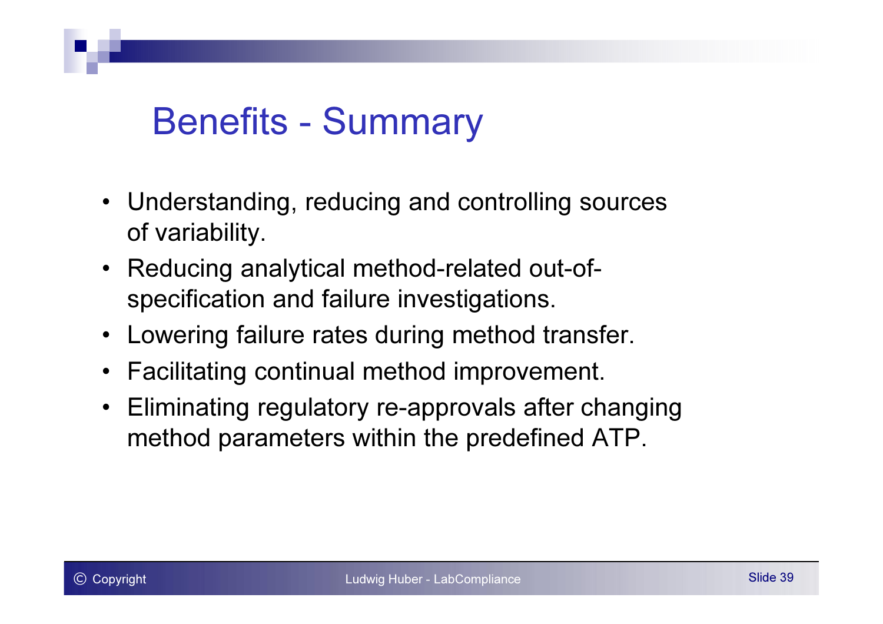# Benefits - Summary

- Understanding, reducing and controlling sources of variability.
- Reducing analytical method-related out-of-specification and failure investigations.
- Lowering failure rates during method transfer.
- Facilitating continual method improvement.
- Eliminating regulatory re-approvals after changing method parameters within the predefined ATP.